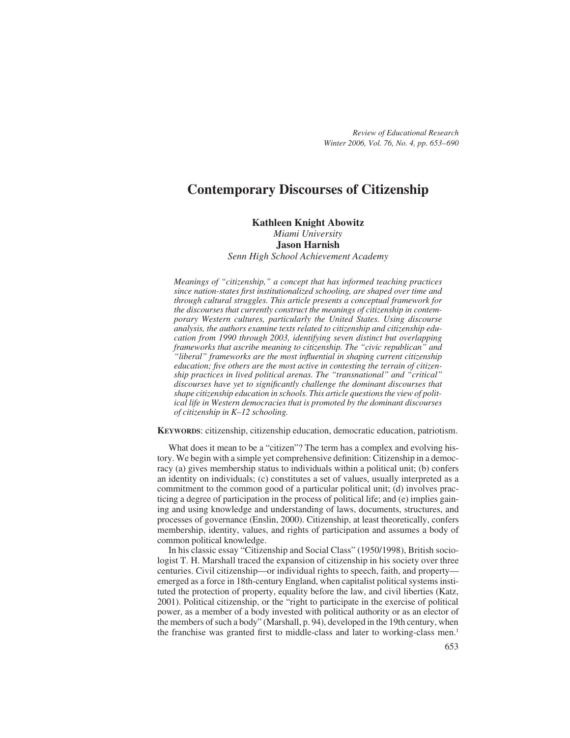# Contemporary Discourses of Citizenship

**Kathleen Knight Abowitz**
*Miami University*
**Jason Harnish**
*Senn High School Achievement Academy*

*Meanings of "citizenship," a concept that has informed teaching practices since nation-states first institutionalized schooling, are shaped over time and through cultural struggles. This article presents a conceptual framework for the discourses that currently construct the meanings of citizenship in contemporary Western cultures, particularly the United States. Using discourse analysis, the authors examine texts related to citizenship and citizenship education from 1990 through 2003, identifying seven distinct but overlapping frameworks that ascribe meaning to citizenship. The "civic republican" and "liberal" frameworks are the most influential in shaping current citizenship education; five others are the most active in contesting the terrain of citizenship practices in lived political arenas. The "transnational" and "critical" discourses have yet to significantly challenge the dominant discourses that shape citizenship education in schools. This article questions the view of political life in Western democracies that is promoted by the dominant discourses of citizenship in K–12 schooling.*

**KEYWORDS**: citizenship, citizenship education, democratic education, patriotism.

What does it mean to be a "citizen"? The term has a complex and evolving history. We begin with a simple yet comprehensive definition: Citizenship in a democracy (a) gives membership status to individuals within a political unit; (b) confers an identity on individuals; (c) constitutes a set of values, usually interpreted as a commitment to the common good of a particular political unit; (d) involves practicing a degree of participation in the process of political life; and (e) implies gaining and using knowledge and understanding of laws, documents, structures, and processes of governance (Enslin, 2000). Citizenship, at least theoretically, confers membership, identity, values, and rights of participation and assumes a body of common political knowledge.

In his classic essay "Citizenship and Social Class" (1950/1998), British sociologist T. H. Marshall traced the expansion of citizenship in his society over three centuries. Civil citizenship—or individual rights to speech, faith, and property—emerged as a force in 18th-century England, when capitalist political systems instituted the protection of property, equality before the law, and civil liberties (Katz, 2001). Political citizenship, or the "right to participate in the exercise of political power, as a member of a body invested with political authority or as an elector of the members of such a body" (Marshall, p. 94), developed in the 19th century, when the franchise was granted first to middle-class and later to working-class men.[1]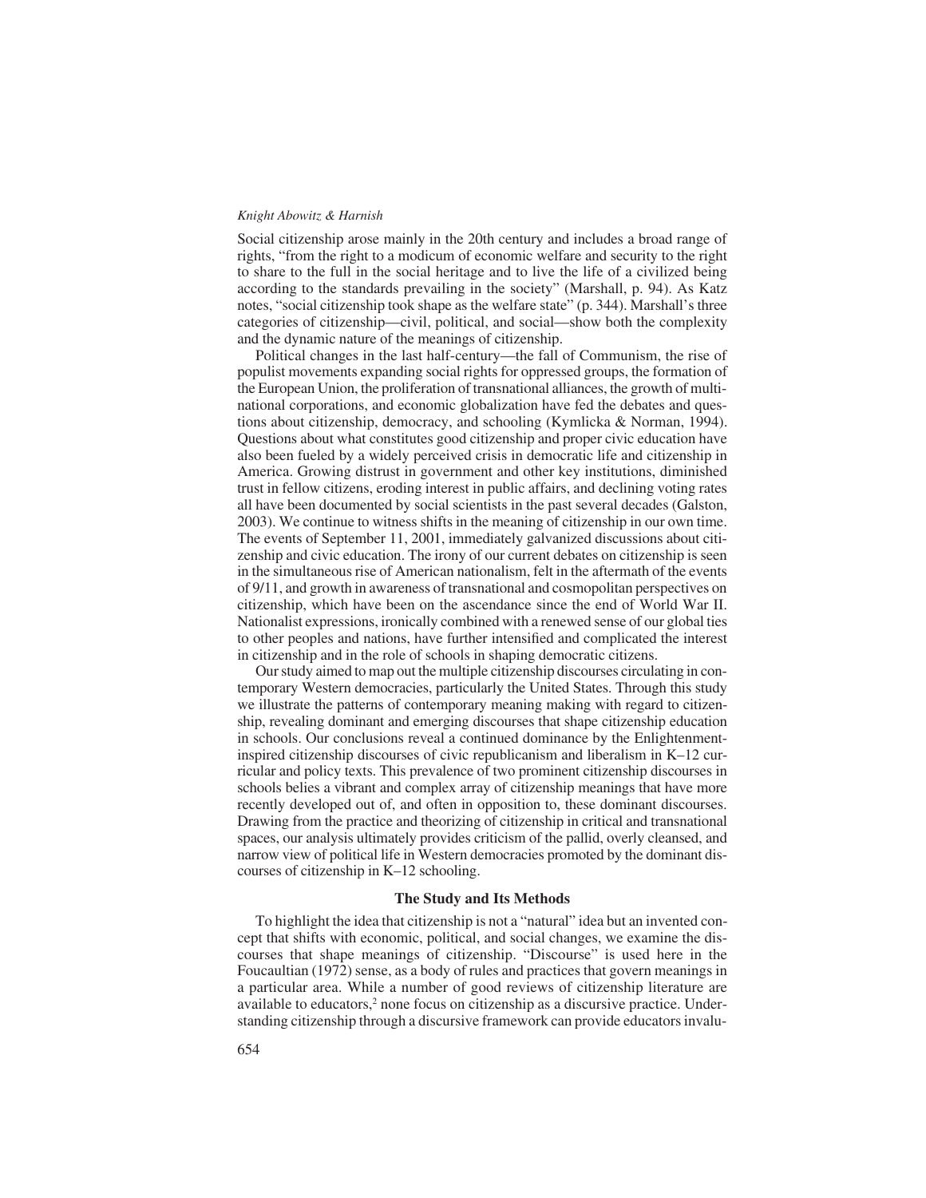Social citizenship arose mainly in the 20th century and includes a broad range of rights, "from the right to a modicum of economic welfare and security to the right to share to the full in the social heritage and to live the life of a civilized being according to the standards prevailing in the society" (Marshall, p. 94). As Katz notes, "social citizenship took shape as the welfare state" (p. 344). Marshall's three categories of citizenship—civil, political, and social—show both the complexity and the dynamic nature of the meanings of citizenship.

Political changes in the last half-century—the fall of Communism, the rise of populist movements expanding social rights for oppressed groups, the formation of the European Union, the proliferation of transnational alliances, the growth of multinational corporations, and economic globalization have fed the debates and questions about citizenship, democracy, and schooling (Kymlicka & Norman, 1994). Questions about what constitutes good citizenship and proper civic education have also been fueled by a widely perceived crisis in democratic life and citizenship in America. Growing distrust in government and other key institutions, diminished trust in fellow citizens, eroding interest in public affairs, and declining voting rates all have been documented by social scientists in the past several decades (Galston, 2003). We continue to witness shifts in the meaning of citizenship in our own time. The events of September 11, 2001, immediately galvanized discussions about citizenship and civic education. The irony of our current debates on citizenship is seen in the simultaneous rise of American nationalism, felt in the aftermath of the events of 9/11, and growth in awareness of transnational and cosmopolitan perspectives on citizenship, which have been on the ascendance since the end of World War II. Nationalist expressions, ironically combined with a renewed sense of our global ties to other peoples and nations, have further intensified and complicated the interest in citizenship and in the role of schools in shaping democratic citizens.

Our study aimed to map out the multiple citizenship discourses circulating in contemporary Western democracies, particularly the United States. Through this study we illustrate the patterns of contemporary meaning making with regard to citizenship, revealing dominant and emerging discourses that shape citizenship education in schools. Our conclusions reveal a continued dominance by the Enlightenment-inspired citizenship discourses of civic republicanism and liberalism in K–12 curricular and policy texts. This prevalence of two prominent citizenship discourses in schools belies a vibrant and complex array of citizenship meanings that have more recently developed out of, and often in opposition to, these dominant discourses. Drawing from the practice and theorizing of citizenship in critical and transnational spaces, our analysis ultimately provides criticism of the pallid, overly cleansed, and narrow view of political life in Western democracies promoted by the dominant discourses of citizenship in K–12 schooling.

## The Study and Its Methods

To highlight the idea that citizenship is not a "natural" idea but an invented concept that shifts with economic, political, and social changes, we examine the discourses that shape meanings of citizenship. "Discourse" is used here in the Foucaultian (1972) sense, as a body of rules and practices that govern meanings in a particular area. While a number of good reviews of citizenship literature are available to educators,[2] none focus on citizenship as a discursive practice. Understanding citizenship through a discursive framework can provide educators invalu-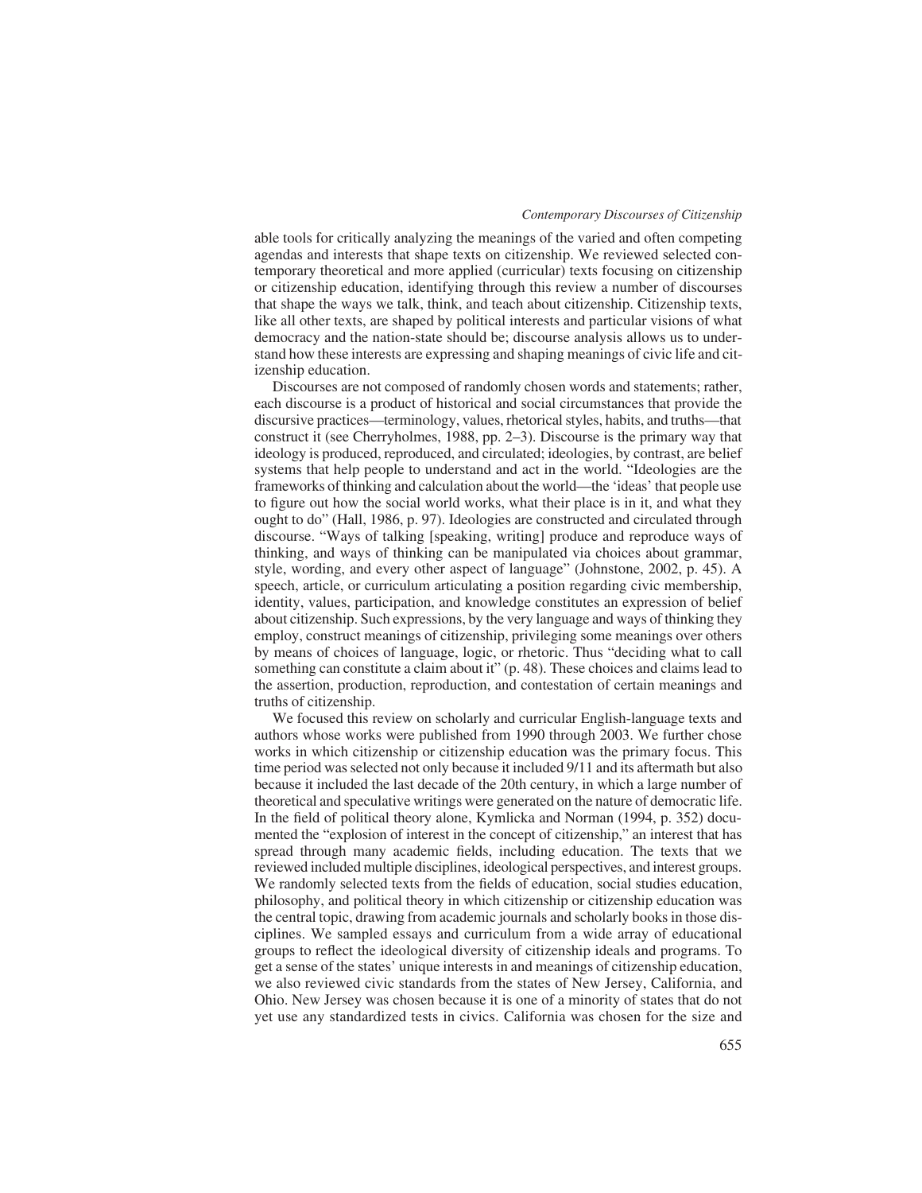able tools for critically analyzing the meanings of the varied and often competing agendas and interests that shape texts on citizenship. We reviewed selected contemporary theoretical and more applied (curricular) texts focusing on citizenship or citizenship education, identifying through this review a number of discourses that shape the ways we talk, think, and teach about citizenship. Citizenship texts, like all other texts, are shaped by political interests and particular visions of what democracy and the nation-state should be; discourse analysis allows us to understand how these interests are expressing and shaping meanings of civic life and citizenship education.

Discourses are not composed of randomly chosen words and statements; rather, each discourse is a product of historical and social circumstances that provide the discursive practices—terminology, values, rhetorical styles, habits, and truths—that construct it (see Cherryholmes, 1988, pp. 2–3). Discourse is the primary way that ideology is produced, reproduced, and circulated; ideologies, by contrast, are belief systems that help people to understand and act in the world. "Ideologies are the frameworks of thinking and calculation about the world—the 'ideas' that people use to figure out how the social world works, what their place is in it, and what they ought to do" (Hall, 1986, p. 97). Ideologies are constructed and circulated through discourse. "Ways of talking [speaking, writing] produce and reproduce ways of thinking, and ways of thinking can be manipulated via choices about grammar, style, wording, and every other aspect of language" (Johnstone, 2002, p. 45). A speech, article, or curriculum articulating a position regarding civic membership, identity, values, participation, and knowledge constitutes an expression of belief about citizenship. Such expressions, by the very language and ways of thinking they employ, construct meanings of citizenship, privileging some meanings over others by means of choices of language, logic, or rhetoric. Thus "deciding what to call something can constitute a claim about it" (p. 48). These choices and claims lead to the assertion, production, reproduction, and contestation of certain meanings and truths of citizenship.

We focused this review on scholarly and curricular English-language texts and authors whose works were published from 1990 through 2003. We further chose works in which citizenship or citizenship education was the primary focus. This time period was selected not only because it included 9/11 and its aftermath but also because it included the last decade of the 20th century, in which a large number of theoretical and speculative writings were generated on the nature of democratic life. In the field of political theory alone, Kymlicka and Norman (1994, p. 352) documented the "explosion of interest in the concept of citizenship," an interest that has spread through many academic fields, including education. The texts that we reviewed included multiple disciplines, ideological perspectives, and interest groups. We randomly selected texts from the fields of education, social studies education, philosophy, and political theory in which citizenship or citizenship education was the central topic, drawing from academic journals and scholarly books in those disciplines. We sampled essays and curriculum from a wide array of educational groups to reflect the ideological diversity of citizenship ideals and programs. To get a sense of the states' unique interests in and meanings of citizenship education, we also reviewed civic standards from the states of New Jersey, California, and Ohio. New Jersey was chosen because it is one of a minority of states that do not yet use any standardized tests in civics. California was chosen for the size and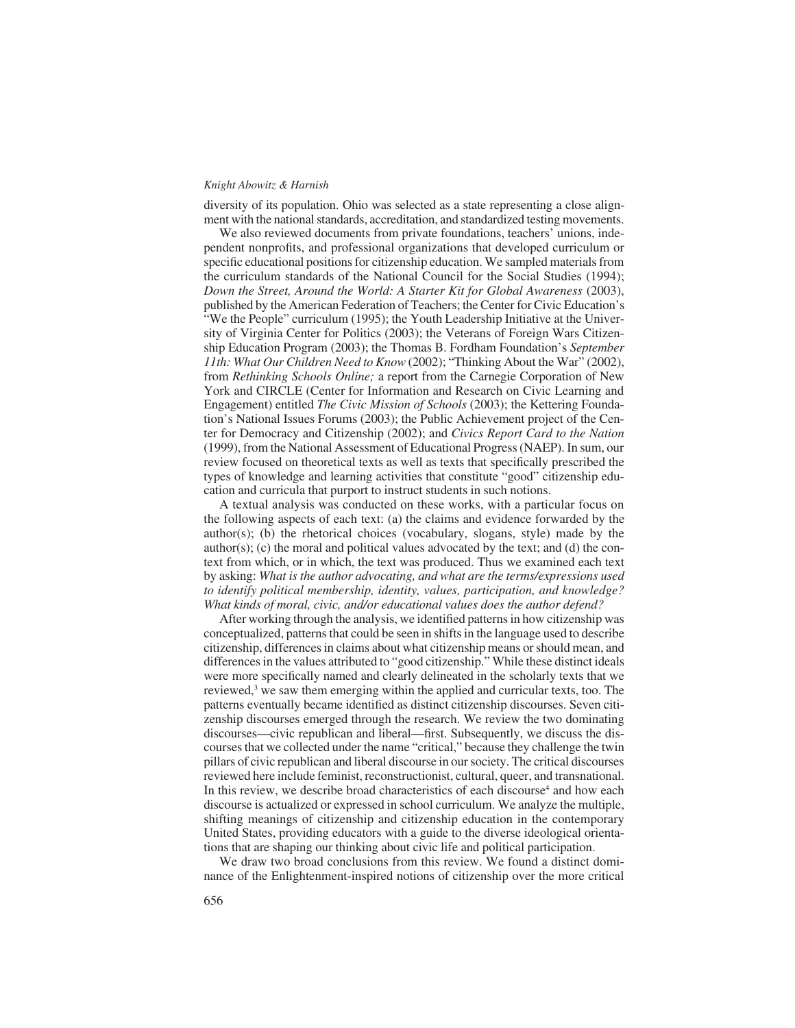diversity of its population. Ohio was selected as a state representing a close alignment with the national standards, accreditation, and standardized testing movements.

We also reviewed documents from private foundations, teachers' unions, independent nonprofits, and professional organizations that developed curriculum or specific educational positions for citizenship education. We sampled materials from the curriculum standards of the National Council for the Social Studies (1994); *Down the Street, Around the World: A Starter Kit for Global Awareness* (2003), published by the American Federation of Teachers; the Center for Civic Education's "We the People" curriculum (1995); the Youth Leadership Initiative at the University of Virginia Center for Politics (2003); the Veterans of Foreign Wars Citizenship Education Program (2003); the Thomas B. Fordham Foundation's *September 11th: What Our Children Need to Know* (2002); "Thinking About the War" (2002), from *Rethinking Schools Online;* a report from the Carnegie Corporation of New York and CIRCLE (Center for Information and Research on Civic Learning and Engagement) entitled *The Civic Mission of Schools* (2003); the Kettering Foundation's National Issues Forums (2003); the Public Achievement project of the Center for Democracy and Citizenship (2002); and *Civics Report Card to the Nation* (1999), from the National Assessment of Educational Progress (NAEP). In sum, our review focused on theoretical texts as well as texts that specifically prescribed the types of knowledge and learning activities that constitute "good" citizenship education and curricula that purport to instruct students in such notions.

A textual analysis was conducted on these works, with a particular focus on the following aspects of each text: (a) the claims and evidence forwarded by the author(s); (b) the rhetorical choices (vocabulary, slogans, style) made by the author(s); (c) the moral and political values advocated by the text; and (d) the context from which, or in which, the text was produced. Thus we examined each text by asking: *What is the author advocating, and what are the terms/expressions used to identify political membership, identity, values, participation, and knowledge? What kinds of moral, civic, and/or educational values does the author defend?*

After working through the analysis, we identified patterns in how citizenship was conceptualized, patterns that could be seen in shifts in the language used to describe citizenship, differences in claims about what citizenship means or should mean, and differences in the values attributed to "good citizenship." While these distinct ideals were more specifically named and clearly delineated in the scholarly texts that we reviewed,[3] we saw them emerging within the applied and curricular texts, too. The patterns eventually became identified as distinct citizenship discourses. Seven citizenship discourses emerged through the research. We review the two dominating discourses—civic republican and liberal—first. Subsequently, we discuss the discourses that we collected under the name "critical," because they challenge the twin pillars of civic republican and liberal discourse in our society. The critical discourses reviewed here include feminist, reconstructionist, cultural, queer, and transnational. In this review, we describe broad characteristics of each discourse[4] and how each discourse is actualized or expressed in school curriculum. We analyze the multiple, shifting meanings of citizenship and citizenship education in the contemporary United States, providing educators with a guide to the diverse ideological orientations that are shaping our thinking about civic life and political participation.

We draw two broad conclusions from this review. We found a distinct dominance of the Enlightenment-inspired notions of citizenship over the more critical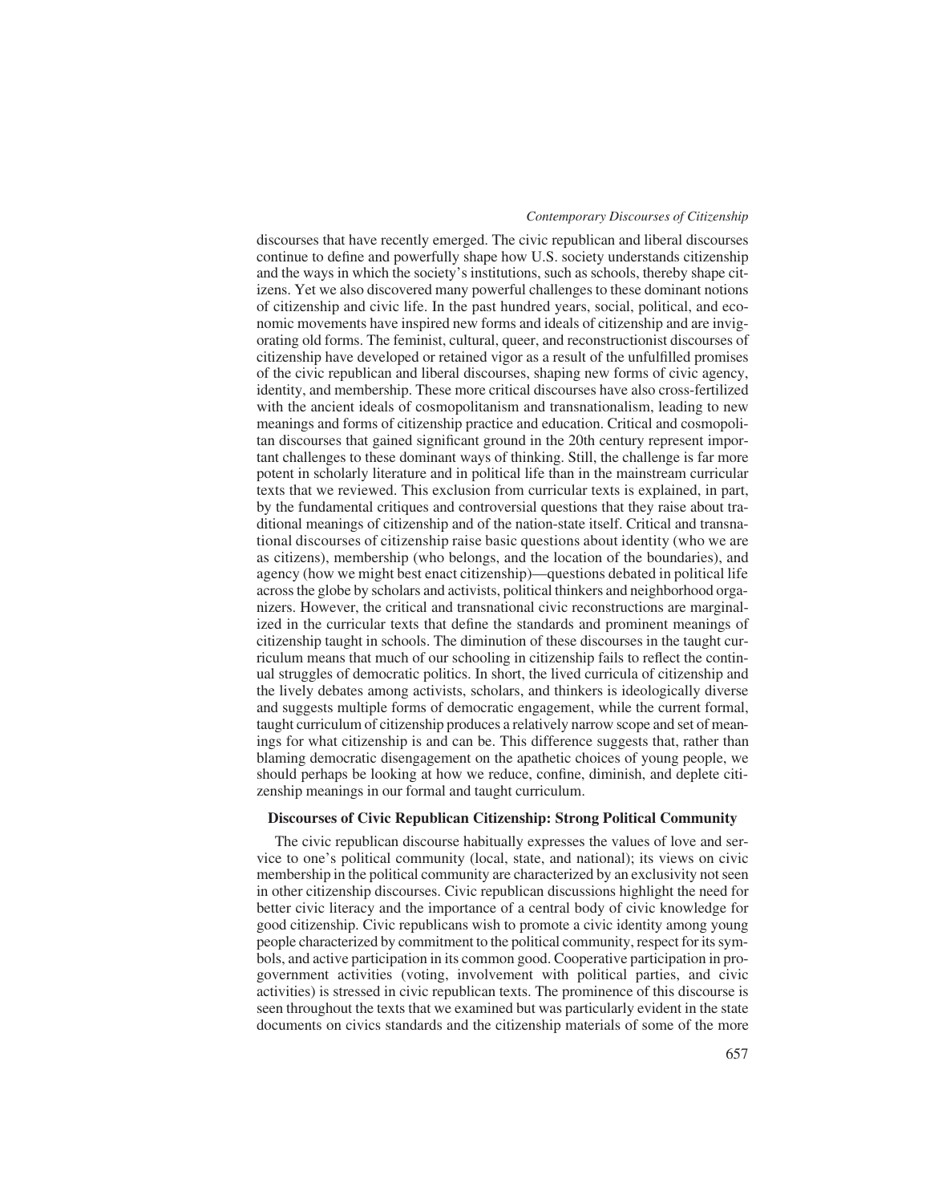discourses that have recently emerged. The civic republican and liberal discourses continue to define and powerfully shape how U.S. society understands citizenship and the ways in which the society's institutions, such as schools, thereby shape citizens. Yet we also discovered many powerful challenges to these dominant notions of citizenship and civic life. In the past hundred years, social, political, and economic movements have inspired new forms and ideals of citizenship and are invigorating old forms. The feminist, cultural, queer, and reconstructionist discourses of citizenship have developed or retained vigor as a result of the unfulfilled promises of the civic republican and liberal discourses, shaping new forms of civic agency, identity, and membership. These more critical discourses have also cross-fertilized with the ancient ideals of cosmopolitanism and transnationalism, leading to new meanings and forms of citizenship practice and education. Critical and cosmopolitan discourses that gained significant ground in the 20th century represent important challenges to these dominant ways of thinking. Still, the challenge is far more potent in scholarly literature and in political life than in the mainstream curricular texts that we reviewed. This exclusion from curricular texts is explained, in part, by the fundamental critiques and controversial questions that they raise about traditional meanings of citizenship and of the nation-state itself. Critical and transnational discourses of citizenship raise basic questions about identity (who we are as citizens), membership (who belongs, and the location of the boundaries), and agency (how we might best enact citizenship)—questions debated in political life across the globe by scholars and activists, political thinkers and neighborhood organizers. However, the critical and transnational civic reconstructions are marginalized in the curricular texts that define the standards and prominent meanings of citizenship taught in schools. The diminution of these discourses in the taught curriculum means that much of our schooling in citizenship fails to reflect the continual struggles of democratic politics. In short, the lived curricula of citizenship and the lively debates among activists, scholars, and thinkers is ideologically diverse and suggests multiple forms of democratic engagement, while the current formal, taught curriculum of citizenship produces a relatively narrow scope and set of meanings for what citizenship is and can be. This difference suggests that, rather than blaming democratic disengagement on the apathetic choices of young people, we should perhaps be looking at how we reduce, confine, diminish, and deplete citizenship meanings in our formal and taught curriculum.

### Discourses of Civic Republican Citizenship: Strong Political Community

The civic republican discourse habitually expresses the values of love and service to one's political community (local, state, and national); its views on civic membership in the political community are characterized by an exclusivity not seen in other citizenship discourses. Civic republican discussions highlight the need for better civic literacy and the importance of a central body of civic knowledge for good citizenship. Civic republicans wish to promote a civic identity among young people characterized by commitment to the political community, respect for its symbols, and active participation in its common good. Cooperative participation in pro-government activities (voting, involvement with political parties, and civic activities) is stressed in civic republican texts. The prominence of this discourse is seen throughout the texts that we examined but was particularly evident in the state documents on civics standards and the citizenship materials of some of the more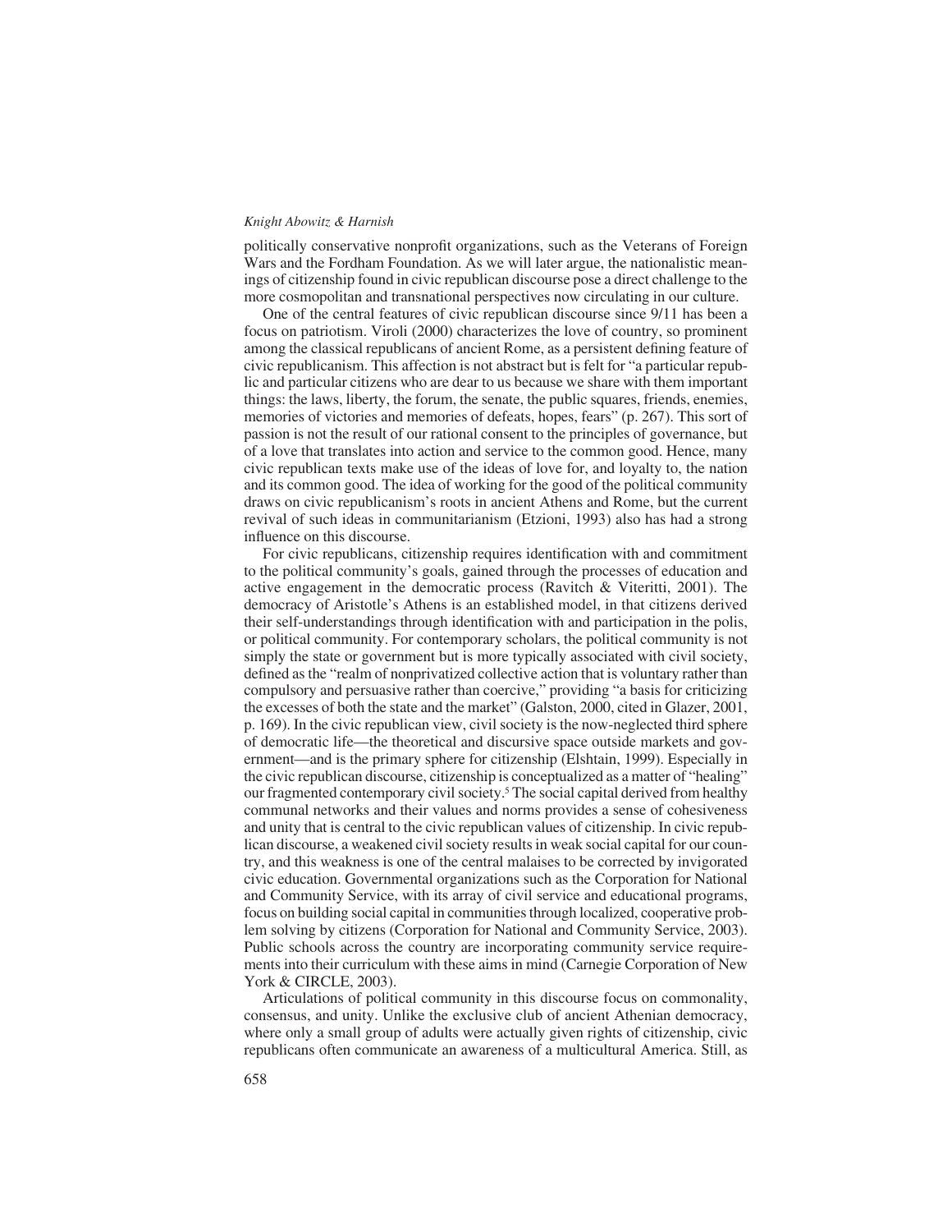politically conservative nonprofit organizations, such as the Veterans of Foreign Wars and the Fordham Foundation. As we will later argue, the nationalistic meanings of citizenship found in civic republican discourse pose a direct challenge to the more cosmopolitan and transnational perspectives now circulating in our culture.

One of the central features of civic republican discourse since 9/11 has been a focus on patriotism. Viroli (2000) characterizes the love of country, so prominent among the classical republicans of ancient Rome, as a persistent defining feature of civic republicanism. This affection is not abstract but is felt for "a particular republic and particular citizens who are dear to us because we share with them important things: the laws, liberty, the forum, the senate, the public squares, friends, enemies, memories of victories and memories of defeats, hopes, fears" (p. 267). This sort of passion is not the result of our rational consent to the principles of governance, but of a love that translates into action and service to the common good. Hence, many civic republican texts make use of the ideas of love for, and loyalty to, the nation and its common good. The idea of working for the good of the political community draws on civic republicanism's roots in ancient Athens and Rome, but the current revival of such ideas in communitarianism (Etzioni, 1993) also has had a strong influence on this discourse.

For civic republicans, citizenship requires identification with and commitment to the political community's goals, gained through the processes of education and active engagement in the democratic process (Ravitch & Viteritti, 2001). The democracy of Aristotle's Athens is an established model, in that citizens derived their self-understandings through identification with and participation in the polis, or political community. For contemporary scholars, the political community is not simply the state or government but is more typically associated with civil society, defined as the "realm of nonprivatized collective action that is voluntary rather than compulsory and persuasive rather than coercive," providing "a basis for criticizing the excesses of both the state and the market" (Galston, 2000, cited in Glazer, 2001, p. 169). In the civic republican view, civil society is the now-neglected third sphere of democratic life—the theoretical and discursive space outside markets and government—and is the primary sphere for citizenship (Elshtain, 1999). Especially in the civic republican discourse, citizenship is conceptualized as a matter of "healing" our fragmented contemporary civil society.[5] The social capital derived from healthy communal networks and their values and norms provides a sense of cohesiveness and unity that is central to the civic republican values of citizenship. In civic republican discourse, a weakened civil society results in weak social capital for our country, and this weakness is one of the central malaises to be corrected by invigorated civic education. Governmental organizations such as the Corporation for National and Community Service, with its array of civil service and educational programs, focus on building social capital in communities through localized, cooperative problem solving by citizens (Corporation for National and Community Service, 2003). Public schools across the country are incorporating community service requirements into their curriculum with these aims in mind (Carnegie Corporation of New York & CIRCLE, 2003).

Articulations of political community in this discourse focus on commonality, consensus, and unity. Unlike the exclusive club of ancient Athenian democracy, where only a small group of adults were actually given rights of citizenship, civic republicans often communicate an awareness of a multicultural America. Still, as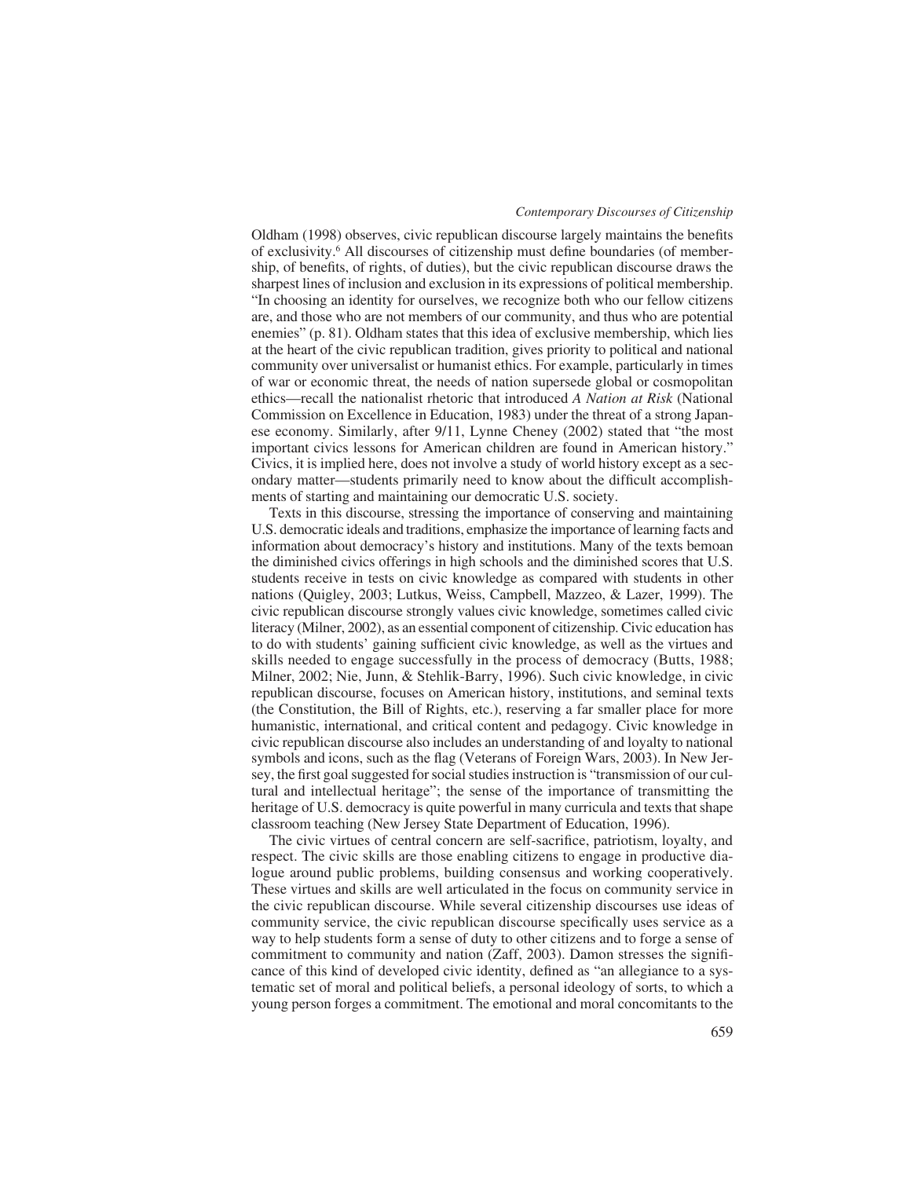Oldham (1998) observes, civic republican discourse largely maintains the benefits of exclusivity.[6] All discourses of citizenship must define boundaries (of membership, of benefits, of rights, of duties), but the civic republican discourse draws the sharpest lines of inclusion and exclusion in its expressions of political membership. "In choosing an identity for ourselves, we recognize both who our fellow citizens are, and those who are not members of our community, and thus who are potential enemies" (p. 81). Oldham states that this idea of exclusive membership, which lies at the heart of the civic republican tradition, gives priority to political and national community over universalist or humanist ethics. For example, particularly in times of war or economic threat, the needs of nation supersede global or cosmopolitan ethics—recall the nationalist rhetoric that introduced *A Nation at Risk* (National Commission on Excellence in Education, 1983) under the threat of a strong Japanese economy. Similarly, after 9/11, Lynne Cheney (2002) stated that "the most important civics lessons for American children are found in American history." Civics, it is implied here, does not involve a study of world history except as a secondary matter—students primarily need to know about the difficult accomplishments of starting and maintaining our democratic U.S. society.

Texts in this discourse, stressing the importance of conserving and maintaining U.S. democratic ideals and traditions, emphasize the importance of learning facts and information about democracy's history and institutions. Many of the texts bemoan the diminished civics offerings in high schools and the diminished scores that U.S. students receive in tests on civic knowledge as compared with students in other nations (Quigley, 2003; Lutkus, Weiss, Campbell, Mazzeo, & Lazer, 1999). The civic republican discourse strongly values civic knowledge, sometimes called civic literacy (Milner, 2002), as an essential component of citizenship. Civic education has to do with students' gaining sufficient civic knowledge, as well as the virtues and skills needed to engage successfully in the process of democracy (Butts, 1988; Milner, 2002; Nie, Junn, & Stehlik-Barry, 1996). Such civic knowledge, in civic republican discourse, focuses on American history, institutions, and seminal texts (the Constitution, the Bill of Rights, etc.), reserving a far smaller place for more humanistic, international, and critical content and pedagogy. Civic knowledge in civic republican discourse also includes an understanding of and loyalty to national symbols and icons, such as the flag (Veterans of Foreign Wars, 2003). In New Jersey, the first goal suggested for social studies instruction is "transmission of our cultural and intellectual heritage"; the sense of the importance of transmitting the heritage of U.S. democracy is quite powerful in many curricula and texts that shape classroom teaching (New Jersey State Department of Education, 1996).

The civic virtues of central concern are self-sacrifice, patriotism, loyalty, and respect. The civic skills are those enabling citizens to engage in productive dialogue around public problems, building consensus and working cooperatively. These virtues and skills are well articulated in the focus on community service in the civic republican discourse. While several citizenship discourses use ideas of community service, the civic republican discourse specifically uses service as a way to help students form a sense of duty to other citizens and to forge a sense of commitment to community and nation (Zaff, 2003). Damon stresses the significance of this kind of developed civic identity, defined as "an allegiance to a systematic set of moral and political beliefs, a personal ideology of sorts, to which a young person forges a commitment. The emotional and moral concomitants to the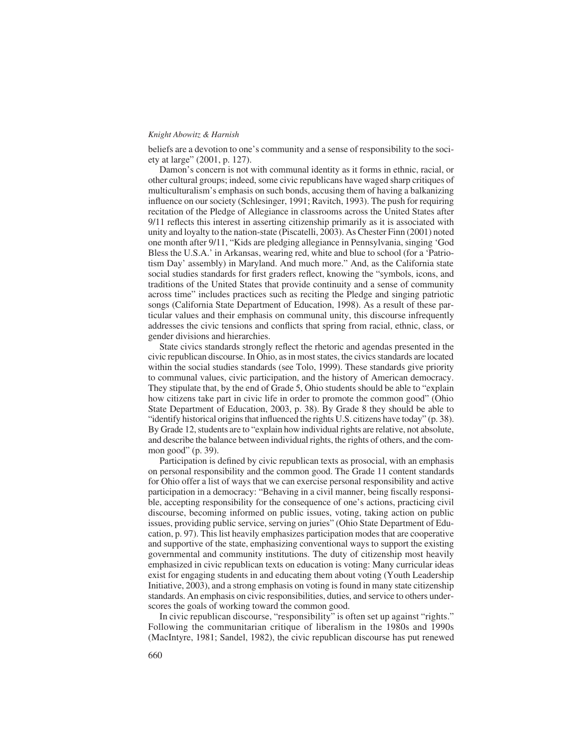beliefs are a devotion to one's community and a sense of responsibility to the society at large" (2001, p. 127).

Damon's concern is not with communal identity as it forms in ethnic, racial, or other cultural groups; indeed, some civic republicans have waged sharp critiques of multiculturalism's emphasis on such bonds, accusing them of having a balkanizing influence on our society (Schlesinger, 1991; Ravitch, 1993). The push for requiring recitation of the Pledge of Allegiance in classrooms across the United States after 9/11 reflects this interest in asserting citizenship primarily as it is associated with unity and loyalty to the nation-state (Piscatelli, 2003). As Chester Finn (2001) noted one month after 9/11, "Kids are pledging allegiance in Pennsylvania, singing 'God Bless the U.S.A.' in Arkansas, wearing red, white and blue to school (for a 'Patriotism Day' assembly) in Maryland. And much more." And, as the California state social studies standards for first graders reflect, knowing the "symbols, icons, and traditions of the United States that provide continuity and a sense of community across time" includes practices such as reciting the Pledge and singing patriotic songs (California State Department of Education, 1998). As a result of these particular values and their emphasis on communal unity, this discourse infrequently addresses the civic tensions and conflicts that spring from racial, ethnic, class, or gender divisions and hierarchies.

State civics standards strongly reflect the rhetoric and agendas presented in the civic republican discourse. In Ohio, as in most states, the civics standards are located within the social studies standards (see Tolo, 1999). These standards give priority to communal values, civic participation, and the history of American democracy. They stipulate that, by the end of Grade 5, Ohio students should be able to "explain how citizens take part in civic life in order to promote the common good" (Ohio State Department of Education, 2003, p. 38). By Grade 8 they should be able to "identify historical origins that influenced the rights U.S. citizens have today" (p. 38). By Grade 12, students are to "explain how individual rights are relative, not absolute, and describe the balance between individual rights, the rights of others, and the common good" (p. 39).

Participation is defined by civic republican texts as prosocial, with an emphasis on personal responsibility and the common good. The Grade 11 content standards for Ohio offer a list of ways that we can exercise personal responsibility and active participation in a democracy: "Behaving in a civil manner, being fiscally responsible, accepting responsibility for the consequence of one's actions, practicing civil discourse, becoming informed on public issues, voting, taking action on public issues, providing public service, serving on juries" (Ohio State Department of Education, p. 97). This list heavily emphasizes participation modes that are cooperative and supportive of the state, emphasizing conventional ways to support the existing governmental and community institutions. The duty of citizenship most heavily emphasized in civic republican texts on education is voting: Many curricular ideas exist for engaging students in and educating them about voting (Youth Leadership Initiative, 2003), and a strong emphasis on voting is found in many state citizenship standards. An emphasis on civic responsibilities, duties, and service to others underscores the goals of working toward the common good.

In civic republican discourse, "responsibility" is often set up against "rights." Following the communitarian critique of liberalism in the 1980s and 1990s (MacIntyre, 1981; Sandel, 1982), the civic republican discourse has put renewed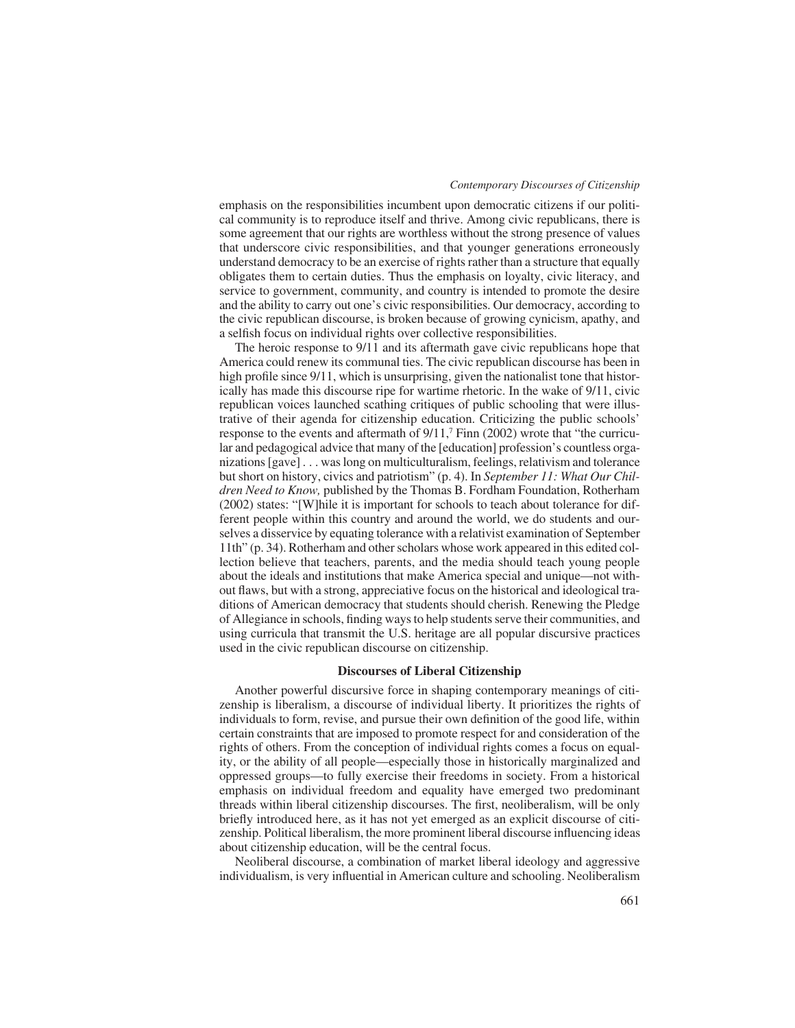emphasis on the responsibilities incumbent upon democratic citizens if our political community is to reproduce itself and thrive. Among civic republicans, there is some agreement that our rights are worthless without the strong presence of values that underscore civic responsibilities, and that younger generations erroneously understand democracy to be an exercise of rights rather than a structure that equally obligates them to certain duties. Thus the emphasis on loyalty, civic literacy, and service to government, community, and country is intended to promote the desire and the ability to carry out one's civic responsibilities. Our democracy, according to the civic republican discourse, is broken because of growing cynicism, apathy, and a selfish focus on individual rights over collective responsibilities.

The heroic response to 9/11 and its aftermath gave civic republicans hope that America could renew its communal ties. The civic republican discourse has been in high profile since 9/11, which is unsurprising, given the nationalist tone that historically has made this discourse ripe for wartime rhetoric. In the wake of 9/11, civic republican voices launched scathing critiques of public schooling that were illustrative of their agenda for citizenship education. Criticizing the public schools' response to the events and aftermath of 9/11,[7] Finn (2002) wrote that "the curricular and pedagogical advice that many of the [education] profession's countless organizations [gave] . . . was long on multiculturalism, feelings, relativism and tolerance but short on history, civics and patriotism" (p. 4). In *September 11: What Our Children Need to Know,* published by the Thomas B. Fordham Foundation, Rotherham (2002) states: "[W]hile it is important for schools to teach about tolerance for different people within this country and around the world, we do students and ourselves a disservice by equating tolerance with a relativist examination of September 11th" (p. 34). Rotherham and other scholars whose work appeared in this edited collection believe that teachers, parents, and the media should teach young people about the ideals and institutions that make America special and unique—not without flaws, but with a strong, appreciative focus on the historical and ideological traditions of American democracy that students should cherish. Renewing the Pledge of Allegiance in schools, finding ways to help students serve their communities, and using curricula that transmit the U.S. heritage are all popular discursive practices used in the civic republican discourse on citizenship.

### Discourses of Liberal Citizenship

Another powerful discursive force in shaping contemporary meanings of citizenship is liberalism, a discourse of individual liberty. It prioritizes the rights of individuals to form, revise, and pursue their own definition of the good life, within certain constraints that are imposed to promote respect for and consideration of the rights of others. From the conception of individual rights comes a focus on equality, or the ability of all people—especially those in historically marginalized and oppressed groups—to fully exercise their freedoms in society. From a historical emphasis on individual freedom and equality have emerged two predominant threads within liberal citizenship discourses. The first, neoliberalism, will be only briefly introduced here, as it has not yet emerged as an explicit discourse of citizenship. Political liberalism, the more prominent liberal discourse influencing ideas about citizenship education, will be the central focus.

Neoliberal discourse, a combination of market liberal ideology and aggressive individualism, is very influential in American culture and schooling. Neoliberalism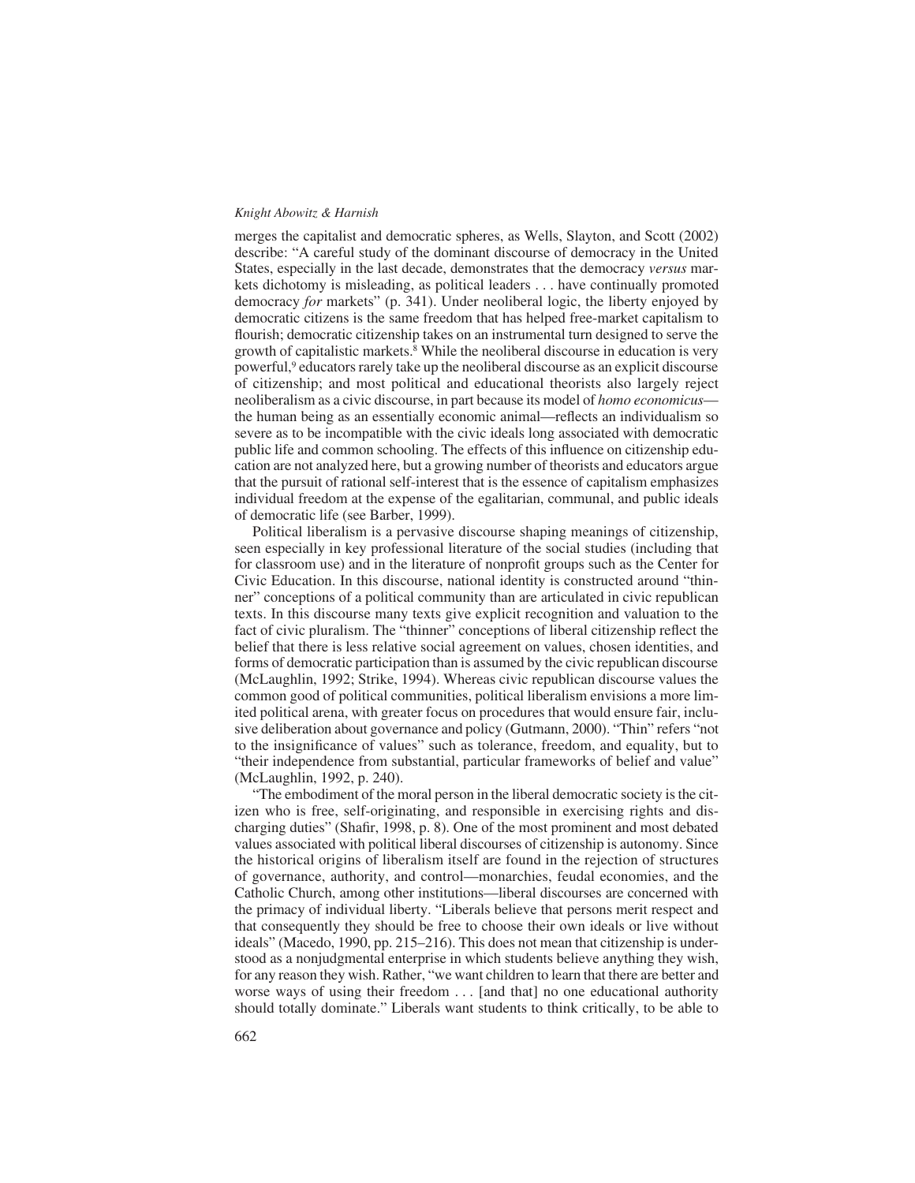merges the capitalist and democratic spheres, as Wells, Slayton, and Scott (2002) describe: "A careful study of the dominant discourse of democracy in the United States, especially in the last decade, demonstrates that the democracy *versus* markets dichotomy is misleading, as political leaders . . . have continually promoted democracy *for* markets" (p. 341). Under neoliberal logic, the liberty enjoyed by democratic citizens is the same freedom that has helped free-market capitalism to flourish; democratic citizenship takes on an instrumental turn designed to serve the growth of capitalistic markets.[8] While the neoliberal discourse in education is very powerful,[9] educators rarely take up the neoliberal discourse as an explicit discourse of citizenship; and most political and educational theorists also largely reject neoliberalism as a civic discourse, in part because its model of *homo economicus*—the human being as an essentially economic animal—reflects an individualism so severe as to be incompatible with the civic ideals long associated with democratic public life and common schooling. The effects of this influence on citizenship education are not analyzed here, but a growing number of theorists and educators argue that the pursuit of rational self-interest that is the essence of capitalism emphasizes individual freedom at the expense of the egalitarian, communal, and public ideals of democratic life (see Barber, 1999).

Political liberalism is a pervasive discourse shaping meanings of citizenship, seen especially in key professional literature of the social studies (including that for classroom use) and in the literature of nonprofit groups such as the Center for Civic Education. In this discourse, national identity is constructed around "thinner" conceptions of a political community than are articulated in civic republican texts. In this discourse many texts give explicit recognition and valuation to the fact of civic pluralism. The "thinner" conceptions of liberal citizenship reflect the belief that there is less relative social agreement on values, chosen identities, and forms of democratic participation than is assumed by the civic republican discourse (McLaughlin, 1992; Strike, 1994). Whereas civic republican discourse values the common good of political communities, political liberalism envisions a more limited political arena, with greater focus on procedures that would ensure fair, inclusive deliberation about governance and policy (Gutmann, 2000). "Thin" refers "not to the insignificance of values" such as tolerance, freedom, and equality, but to "their independence from substantial, particular frameworks of belief and value" (McLaughlin, 1992, p. 240).

"The embodiment of the moral person in the liberal democratic society is the citizen who is free, self-originating, and responsible in exercising rights and discharging duties" (Shafir, 1998, p. 8). One of the most prominent and most debated values associated with political liberal discourses of citizenship is autonomy. Since the historical origins of liberalism itself are found in the rejection of structures of governance, authority, and control—monarchies, feudal economies, and the Catholic Church, among other institutions—liberal discourses are concerned with the primacy of individual liberty. "Liberals believe that persons merit respect and that consequently they should be free to choose their own ideals or live without ideals" (Macedo, 1990, pp. 215–216). This does not mean that citizenship is understood as a nonjudgmental enterprise in which students believe anything they wish, for any reason they wish. Rather, "we want children to learn that there are better and worse ways of using their freedom . . . [and that] no one educational authority should totally dominate." Liberals want students to think critically, to be able to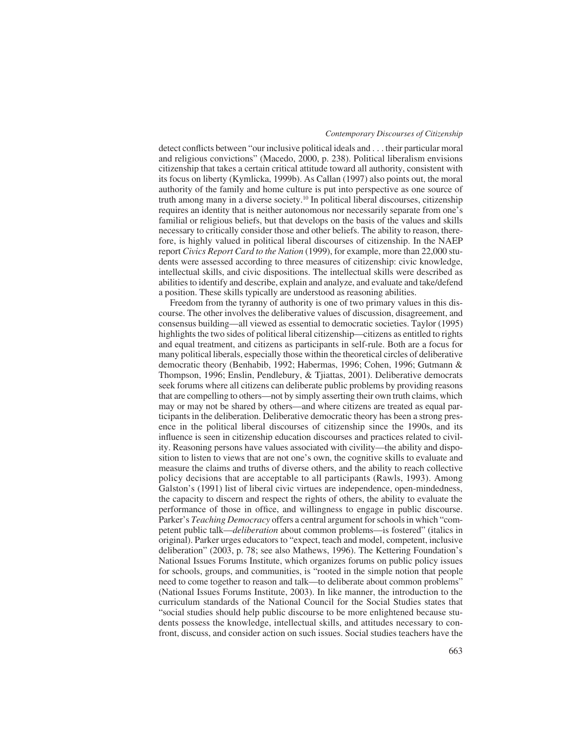detect conflicts between "our inclusive political ideals and . . . their particular moral and religious convictions" (Macedo, 2000, p. 238). Political liberalism envisions citizenship that takes a certain critical attitude toward all authority, consistent with its focus on liberty (Kymlicka, 1999b). As Callan (1997) also points out, the moral authority of the family and home culture is put into perspective as one source of truth among many in a diverse society.[10] In political liberal discourses, citizenship requires an identity that is neither autonomous nor necessarily separate from one's familial or religious beliefs, but that develops on the basis of the values and skills necessary to critically consider those and other beliefs. The ability to reason, therefore, is highly valued in political liberal discourses of citizenship. In the NAEP report *Civics Report Card to the Nation* (1999), for example, more than 22,000 students were assessed according to three measures of citizenship: civic knowledge, intellectual skills, and civic dispositions. The intellectual skills were described as abilities to identify and describe, explain and analyze, and evaluate and take/defend a position. These skills typically are understood as reasoning abilities.

Freedom from the tyranny of authority is one of two primary values in this discourse. The other involves the deliberative values of discussion, disagreement, and consensus building—all viewed as essential to democratic societies. Taylor (1995) highlights the two sides of political liberal citizenship—citizens as entitled to rights and equal treatment, and citizens as participants in self-rule. Both are a focus for many political liberals, especially those within the theoretical circles of deliberative democratic theory (Benhabib, 1992; Habermas, 1996; Cohen, 1996; Gutmann & Thompson, 1996; Enslin, Pendlebury, & Tjiattas, 2001). Deliberative democrats seek forums where all citizens can deliberate public problems by providing reasons that are compelling to others—not by simply asserting their own truth claims, which may or may not be shared by others—and where citizens are treated as equal participants in the deliberation. Deliberative democratic theory has been a strong presence in the political liberal discourses of citizenship since the 1990s, and its influence is seen in citizenship education discourses and practices related to civility. Reasoning persons have values associated with civility—the ability and disposition to listen to views that are not one's own, the cognitive skills to evaluate and measure the claims and truths of diverse others, and the ability to reach collective policy decisions that are acceptable to all participants (Rawls, 1993). Among Galston's (1991) list of liberal civic virtues are independence, open-mindedness, the capacity to discern and respect the rights of others, the ability to evaluate the performance of those in office, and willingness to engage in public discourse. Parker's *Teaching Democracy* offers a central argument for schools in which "competent public talk—*deliberation* about common problems—is fostered" (italics in original). Parker urges educators to "expect, teach and model, competent, inclusive deliberation" (2003, p. 78; see also Mathews, 1996). The Kettering Foundation's National Issues Forums Institute, which organizes forums on public policy issues for schools, groups, and communities, is "rooted in the simple notion that people need to come together to reason and talk—to deliberate about common problems" (National Issues Forums Institute, 2003). In like manner, the introduction to the curriculum standards of the National Council for the Social Studies states that "social studies should help public discourse to be more enlightened because students possess the knowledge, intellectual skills, and attitudes necessary to confront, discuss, and consider action on such issues. Social studies teachers have the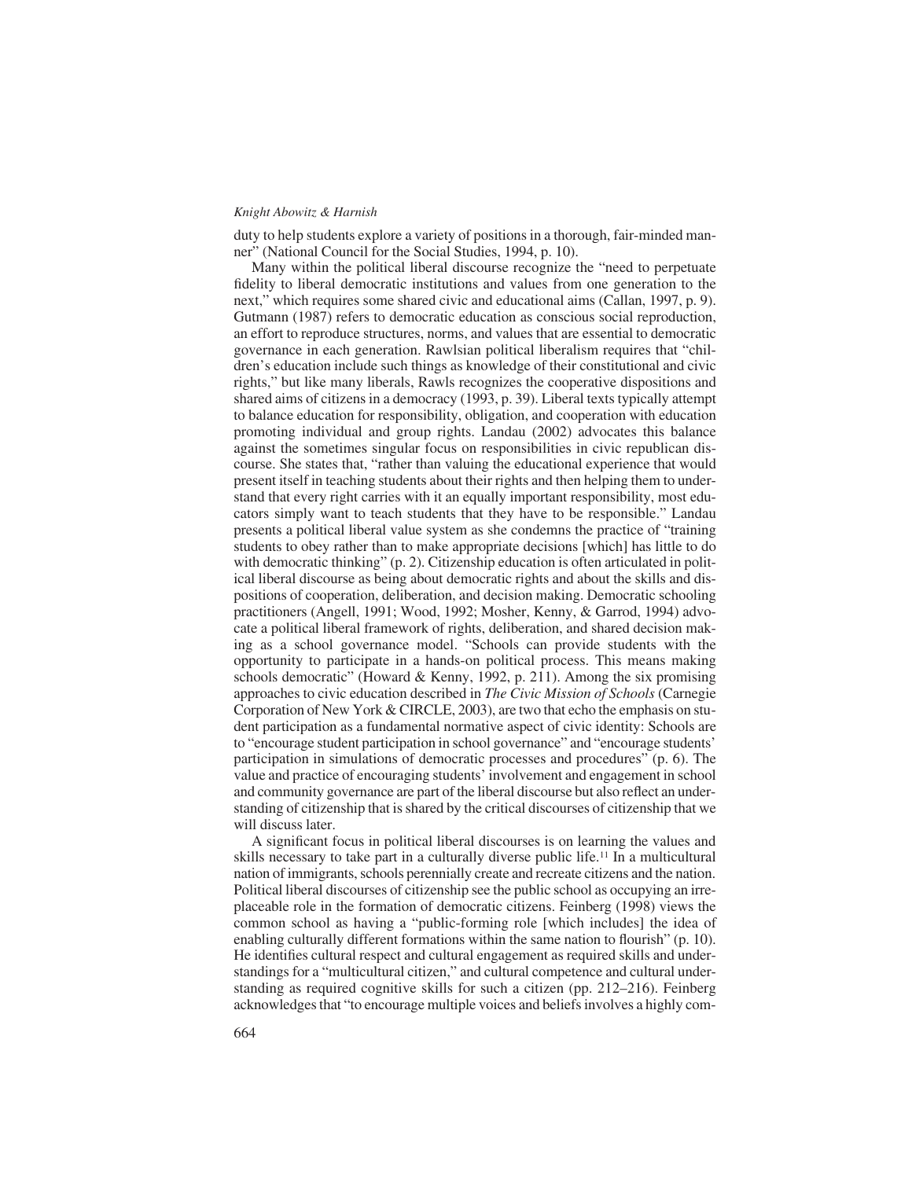duty to help students explore a variety of positions in a thorough, fair-minded manner" (National Council for the Social Studies, 1994, p. 10).

Many within the political liberal discourse recognize the "need to perpetuate fidelity to liberal democratic institutions and values from one generation to the next," which requires some shared civic and educational aims (Callan, 1997, p. 9). Gutmann (1987) refers to democratic education as conscious social reproduction, an effort to reproduce structures, norms, and values that are essential to democratic governance in each generation. Rawlsian political liberalism requires that "children's education include such things as knowledge of their constitutional and civic rights," but like many liberals, Rawls recognizes the cooperative dispositions and shared aims of citizens in a democracy (1993, p. 39). Liberal texts typically attempt to balance education for responsibility, obligation, and cooperation with education promoting individual and group rights. Landau (2002) advocates this balance against the sometimes singular focus on responsibilities in civic republican discourse. She states that, "rather than valuing the educational experience that would present itself in teaching students about their rights and then helping them to understand that every right carries with it an equally important responsibility, most educators simply want to teach students that they have to be responsible." Landau presents a political liberal value system as she condemns the practice of "training students to obey rather than to make appropriate decisions [which] has little to do with democratic thinking" (p. 2). Citizenship education is often articulated in political liberal discourse as being about democratic rights and about the skills and dispositions of cooperation, deliberation, and decision making. Democratic schooling practitioners (Angell, 1991; Wood, 1992; Mosher, Kenny, & Garrod, 1994) advocate a political liberal framework of rights, deliberation, and shared decision making as a school governance model. "Schools can provide students with the opportunity to participate in a hands-on political process. This means making schools democratic" (Howard & Kenny, 1992, p. 211). Among the six promising approaches to civic education described in *The Civic Mission of Schools* (Carnegie Corporation of New York & CIRCLE, 2003), are two that echo the emphasis on student participation as a fundamental normative aspect of civic identity: Schools are to "encourage student participation in school governance" and "encourage students' participation in simulations of democratic processes and procedures" (p. 6). The value and practice of encouraging students' involvement and engagement in school and community governance are part of the liberal discourse but also reflect an understanding of citizenship that is shared by the critical discourses of citizenship that we will discuss later.

A significant focus in political liberal discourses is on learning the values and skills necessary to take part in a culturally diverse public life.[11] In a multicultural nation of immigrants, schools perennially create and recreate citizens and the nation. Political liberal discourses of citizenship see the public school as occupying an irreplaceable role in the formation of democratic citizens. Feinberg (1998) views the common school as having a "public-forming role [which includes] the idea of enabling culturally different formations within the same nation to flourish" (p. 10). He identifies cultural respect and cultural engagement as required skills and understandings for a "multicultural citizen," and cultural competence and cultural understanding as required cognitive skills for such a citizen (pp. 212–216). Feinberg acknowledges that "to encourage multiple voices and beliefs involves a highly com-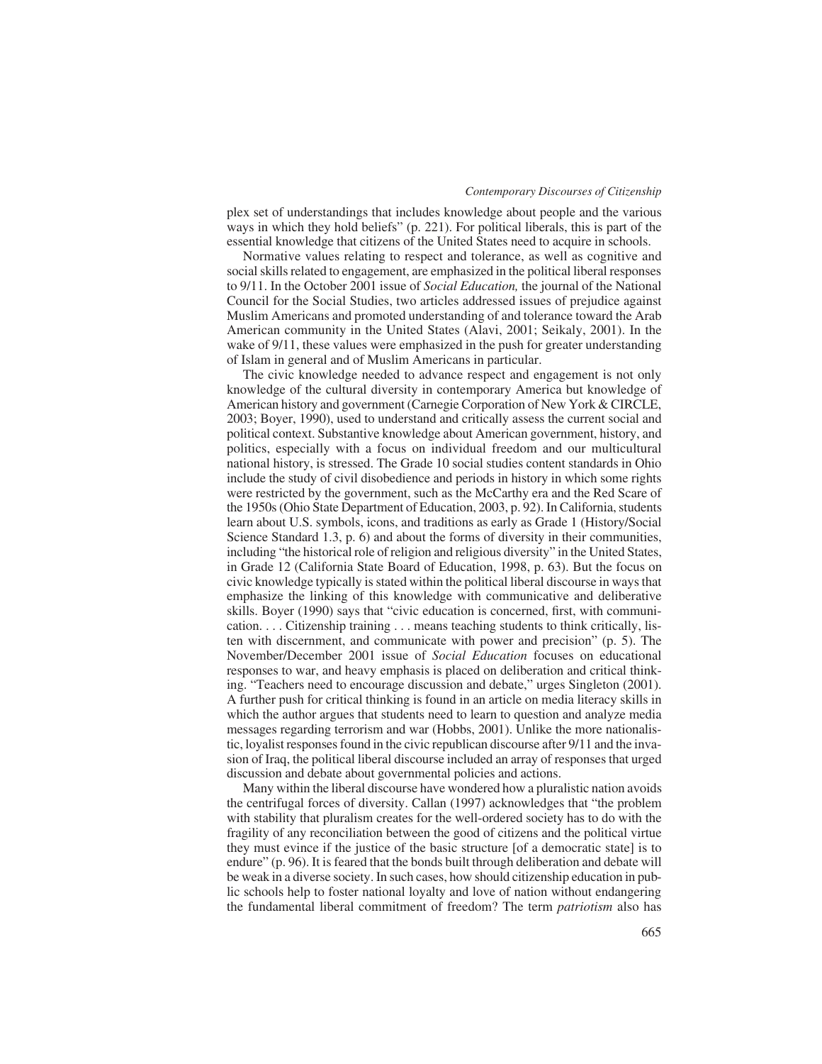plex set of understandings that includes knowledge about people and the various ways in which they hold beliefs" (p. 221). For political liberals, this is part of the essential knowledge that citizens of the United States need to acquire in schools.

Normative values relating to respect and tolerance, as well as cognitive and social skills related to engagement, are emphasized in the political liberal responses to 9/11. In the October 2001 issue of *Social Education,* the journal of the National Council for the Social Studies, two articles addressed issues of prejudice against Muslim Americans and promoted understanding of and tolerance toward the Arab American community in the United States (Alavi, 2001; Seikaly, 2001). In the wake of 9/11, these values were emphasized in the push for greater understanding of Islam in general and of Muslim Americans in particular.

The civic knowledge needed to advance respect and engagement is not only knowledge of the cultural diversity in contemporary America but knowledge of American history and government (Carnegie Corporation of New York & CIRCLE, 2003; Boyer, 1990), used to understand and critically assess the current social and political context. Substantive knowledge about American government, history, and politics, especially with a focus on individual freedom and our multicultural national history, is stressed. The Grade 10 social studies content standards in Ohio include the study of civil disobedience and periods in history in which some rights were restricted by the government, such as the McCarthy era and the Red Scare of the 1950s (Ohio State Department of Education, 2003, p. 92). In California, students learn about U.S. symbols, icons, and traditions as early as Grade 1 (History/Social Science Standard 1.3, p. 6) and about the forms of diversity in their communities, including "the historical role of religion and religious diversity" in the United States, in Grade 12 (California State Board of Education, 1998, p. 63). But the focus on civic knowledge typically is stated within the political liberal discourse in ways that emphasize the linking of this knowledge with communicative and deliberative skills. Boyer (1990) says that "civic education is concerned, first, with communication. . . . Citizenship training . . . means teaching students to think critically, listen with discernment, and communicate with power and precision" (p. 5). The November/December 2001 issue of *Social Education* focuses on educational responses to war, and heavy emphasis is placed on deliberation and critical thinking. "Teachers need to encourage discussion and debate," urges Singleton (2001). A further push for critical thinking is found in an article on media literacy skills in which the author argues that students need to learn to question and analyze media messages regarding terrorism and war (Hobbs, 2001). Unlike the more nationalistic, loyalist responses found in the civic republican discourse after 9/11 and the invasion of Iraq, the political liberal discourse included an array of responses that urged discussion and debate about governmental policies and actions.

Many within the liberal discourse have wondered how a pluralistic nation avoids the centrifugal forces of diversity. Callan (1997) acknowledges that "the problem with stability that pluralism creates for the well-ordered society has to do with the fragility of any reconciliation between the good of citizens and the political virtue they must evince if the justice of the basic structure [of a democratic state] is to endure" (p. 96). It is feared that the bonds built through deliberation and debate will be weak in a diverse society. In such cases, how should citizenship education in public schools help to foster national loyalty and love of nation without endangering the fundamental liberal commitment of freedom? The term *patriotism* also has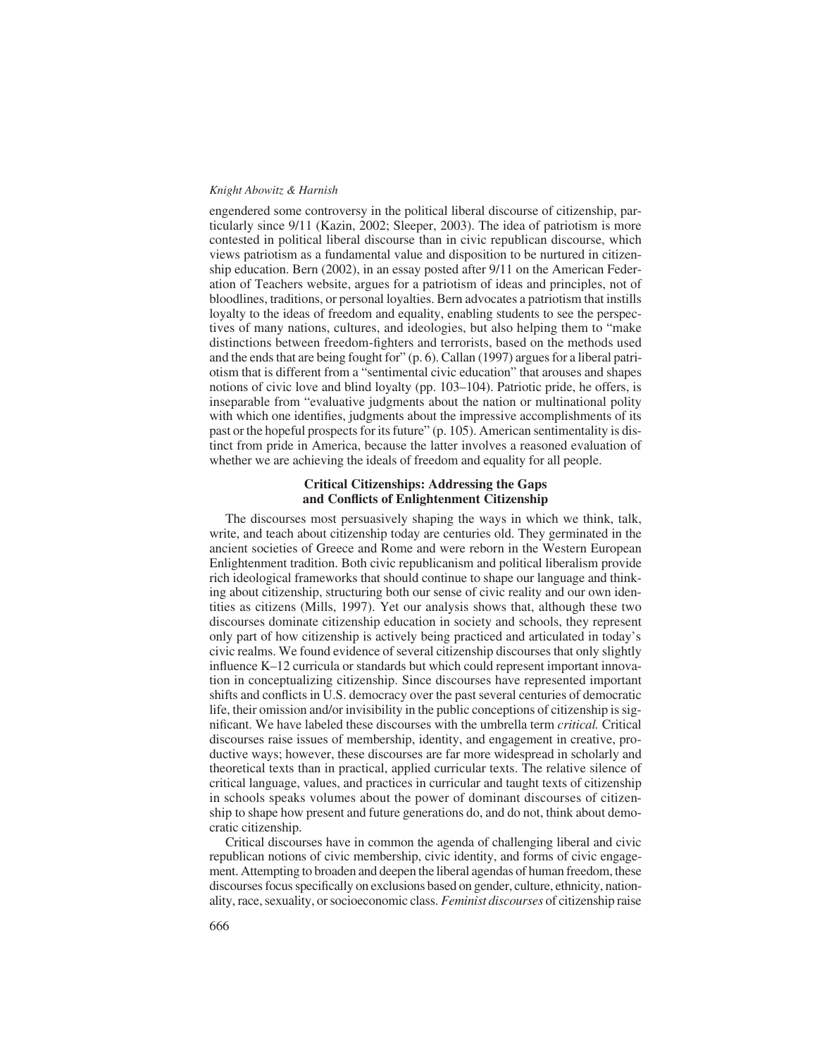engendered some controversy in the political liberal discourse of citizenship, particularly since 9/11 (Kazin, 2002; Sleeper, 2003). The idea of patriotism is more contested in political liberal discourse than in civic republican discourse, which views patriotism as a fundamental value and disposition to be nurtured in citizenship education. Bern (2002), in an essay posted after 9/11 on the American Federation of Teachers website, argues for a patriotism of ideas and principles, not of bloodlines, traditions, or personal loyalties. Bern advocates a patriotism that instills loyalty to the ideas of freedom and equality, enabling students to see the perspectives of many nations, cultures, and ideologies, but also helping them to "make distinctions between freedom-fighters and terrorists, based on the methods used and the ends that are being fought for" (p. 6). Callan (1997) argues for a liberal patriotism that is different from a "sentimental civic education" that arouses and shapes notions of civic love and blind loyalty (pp. 103–104). Patriotic pride, he offers, is inseparable from "evaluative judgments about the nation or multinational polity with which one identifies, judgments about the impressive accomplishments of its past or the hopeful prospects for its future" (p. 105). American sentimentality is distinct from pride in America, because the latter involves a reasoned evaluation of whether we are achieving the ideals of freedom and equality for all people.

## Critical Citizenships: Addressing the Gaps and Conflicts of Enlightenment Citizenship

The discourses most persuasively shaping the ways in which we think, talk, write, and teach about citizenship today are centuries old. They germinated in the ancient societies of Greece and Rome and were reborn in the Western European Enlightenment tradition. Both civic republicanism and political liberalism provide rich ideological frameworks that should continue to shape our language and thinking about citizenship, structuring both our sense of civic reality and our own identities as citizens (Mills, 1997). Yet our analysis shows that, although these two discourses dominate citizenship education in society and schools, they represent only part of how citizenship is actively being practiced and articulated in today's civic realms. We found evidence of several citizenship discourses that only slightly influence K–12 curricula or standards but which could represent important innovation in conceptualizing citizenship. Since discourses have represented important shifts and conflicts in U.S. democracy over the past several centuries of democratic life, their omission and/or invisibility in the public conceptions of citizenship is significant. We have labeled these discourses with the umbrella term *critical.* Critical discourses raise issues of membership, identity, and engagement in creative, productive ways; however, these discourses are far more widespread in scholarly and theoretical texts than in practical, applied curricular texts. The relative silence of critical language, values, and practices in curricular and taught texts of citizenship in schools speaks volumes about the power of dominant discourses of citizenship to shape how present and future generations do, and do not, think about democratic citizenship.

Critical discourses have in common the agenda of challenging liberal and civic republican notions of civic membership, civic identity, and forms of civic engagement. Attempting to broaden and deepen the liberal agendas of human freedom, these discourses focus specifically on exclusions based on gender, culture, ethnicity, nationality, race, sexuality, or socioeconomic class. *Feminist discourses* of citizenship raise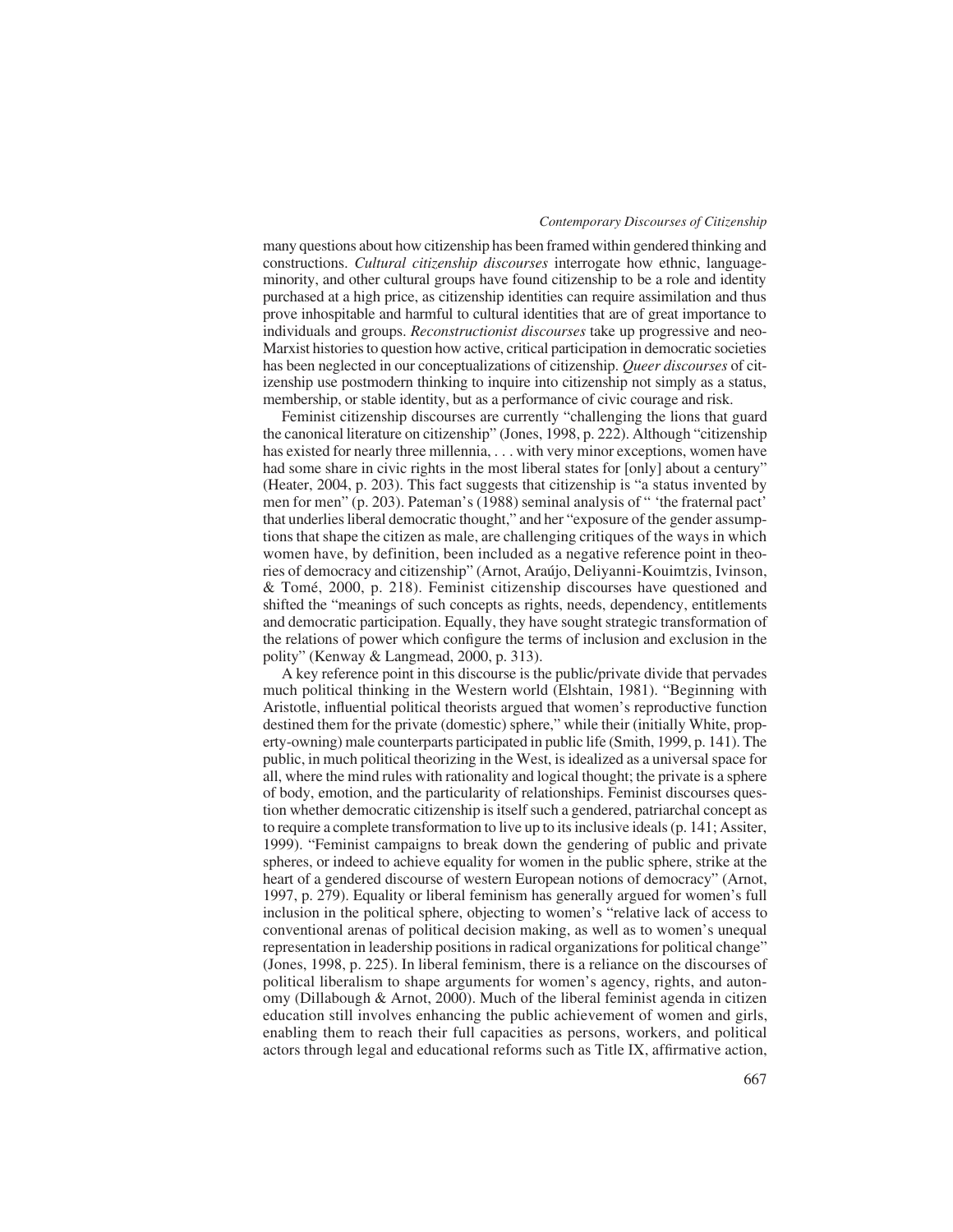many questions about how citizenship has been framed within gendered thinking and constructions. *Cultural citizenship discourses* interrogate how ethnic, language-minority, and other cultural groups have found citizenship to be a role and identity purchased at a high price, as citizenship identities can require assimilation and thus prove inhospitable and harmful to cultural identities that are of great importance to individuals and groups. *Reconstructionist discourses* take up progressive and neo-Marxist histories to question how active, critical participation in democratic societies has been neglected in our conceptualizations of citizenship. *Queer discourses* of citizenship use postmodern thinking to inquire into citizenship not simply as a status, membership, or stable identity, but as a performance of civic courage and risk.

Feminist citizenship discourses are currently "challenging the lions that guard the canonical literature on citizenship" (Jones, 1998, p. 222). Although "citizenship has existed for nearly three millennia, . . . with very minor exceptions, women have had some share in civic rights in the most liberal states for [only] about a century" (Heater, 2004, p. 203). This fact suggests that citizenship is "a status invented by men for men" (p. 203). Pateman's (1988) seminal analysis of " 'the fraternal pact' that underlies liberal democratic thought," and her "exposure of the gender assumptions that shape the citizen as male, are challenging critiques of the ways in which women have, by definition, been included as a negative reference point in theories of democracy and citizenship" (Arnot, Araújo, Deliyanni-Kouimtzis, Ivinson, & Tomé, 2000, p. 218). Feminist citizenship discourses have questioned and shifted the "meanings of such concepts as rights, needs, dependency, entitlements and democratic participation. Equally, they have sought strategic transformation of the relations of power which configure the terms of inclusion and exclusion in the polity" (Kenway & Langmead, 2000, p. 313).

A key reference point in this discourse is the public/private divide that pervades much political thinking in the Western world (Elshtain, 1981). "Beginning with Aristotle, influential political theorists argued that women's reproductive function destined them for the private (domestic) sphere," while their (initially White, property-owning) male counterparts participated in public life (Smith, 1999, p. 141). The public, in much political theorizing in the West, is idealized as a universal space for all, where the mind rules with rationality and logical thought; the private is a sphere of body, emotion, and the particularity of relationships. Feminist discourses question whether democratic citizenship is itself such a gendered, patriarchal concept as to require a complete transformation to live up to its inclusive ideals (p. 141; Assiter, 1999). "Feminist campaigns to break down the gendering of public and private spheres, or indeed to achieve equality for women in the public sphere, strike at the heart of a gendered discourse of western European notions of democracy" (Arnot, 1997, p. 279). Equality or liberal feminism has generally argued for women's full inclusion in the political sphere, objecting to women's "relative lack of access to conventional arenas of political decision making, as well as to women's unequal representation in leadership positions in radical organizations for political change" (Jones, 1998, p. 225). In liberal feminism, there is a reliance on the discourses of political liberalism to shape arguments for women's agency, rights, and autonomy (Dillabough & Arnot, 2000). Much of the liberal feminist agenda in citizen education still involves enhancing the public achievement of women and girls, enabling them to reach their full capacities as persons, workers, and political actors through legal and educational reforms such as Title IX, affirmative action,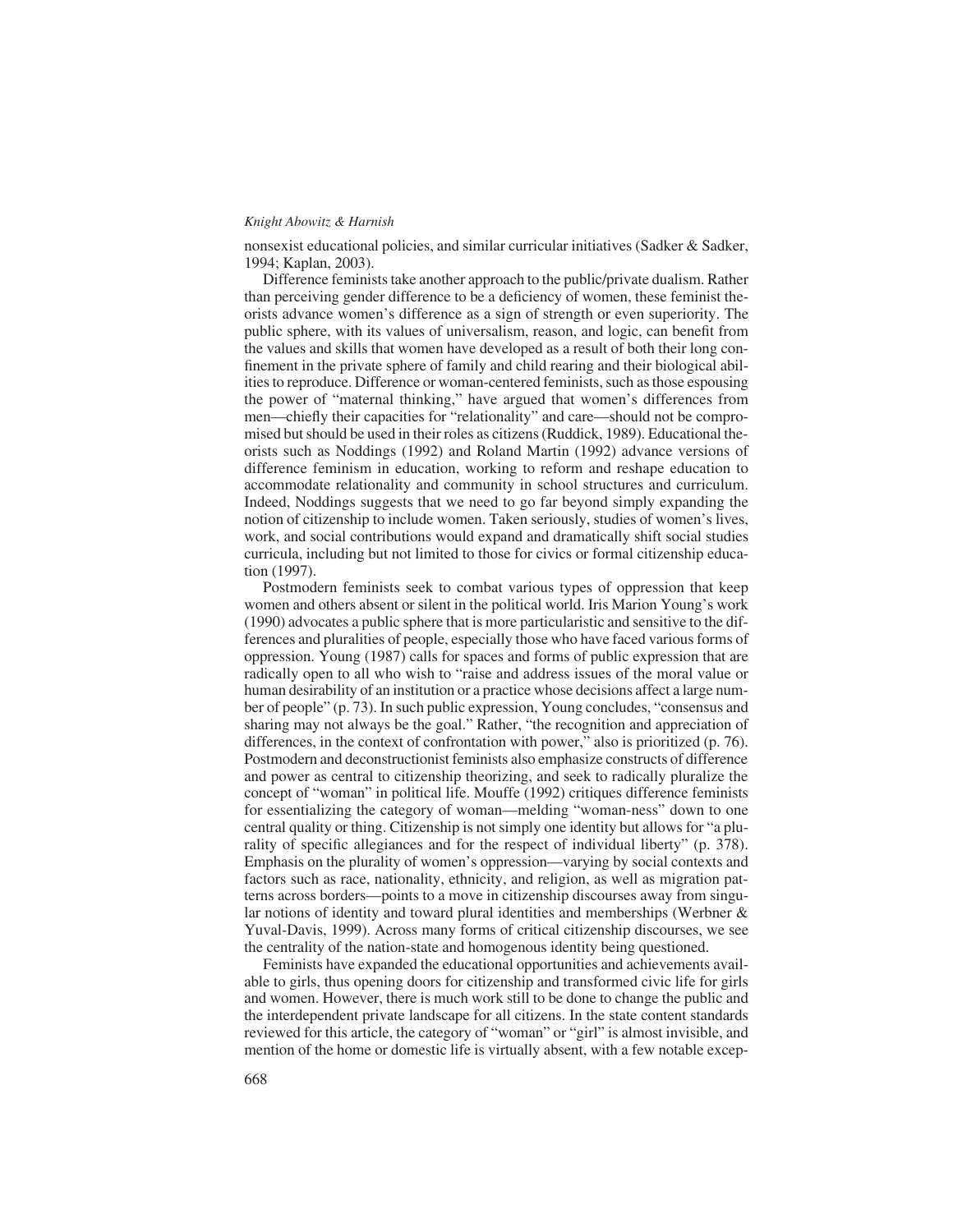nonsexist educational policies, and similar curricular initiatives (Sadker & Sadker, 1994; Kaplan, 2003).

Difference feminists take another approach to the public/private dualism. Rather than perceiving gender difference to be a deficiency of women, these feminist theorists advance women's difference as a sign of strength or even superiority. The public sphere, with its values of universalism, reason, and logic, can benefit from the values and skills that women have developed as a result of both their long confinement in the private sphere of family and child rearing and their biological abilities to reproduce. Difference or woman-centered feminists, such as those espousing the power of "maternal thinking," have argued that women's differences from men—chiefly their capacities for "relationality" and care—should not be compromised but should be used in their roles as citizens (Ruddick, 1989). Educational theorists such as Noddings (1992) and Roland Martin (1992) advance versions of difference feminism in education, working to reform and reshape education to accommodate relationality and community in school structures and curriculum. Indeed, Noddings suggests that we need to go far beyond simply expanding the notion of citizenship to include women. Taken seriously, studies of women's lives, work, and social contributions would expand and dramatically shift social studies curricula, including but not limited to those for civics or formal citizenship education (1997).

Postmodern feminists seek to combat various types of oppression that keep women and others absent or silent in the political world. Iris Marion Young's work (1990) advocates a public sphere that is more particularistic and sensitive to the differences and pluralities of people, especially those who have faced various forms of oppression. Young (1987) calls for spaces and forms of public expression that are radically open to all who wish to "raise and address issues of the moral value or human desirability of an institution or a practice whose decisions affect a large number of people" (p. 73). In such public expression, Young concludes, "consensus and sharing may not always be the goal." Rather, "the recognition and appreciation of differences, in the context of confrontation with power," also is prioritized (p. 76). Postmodern and deconstructionist feminists also emphasize constructs of difference and power as central to citizenship theorizing, and seek to radically pluralize the concept of "woman" in political life. Mouffe (1992) critiques difference feminists for essentializing the category of woman—melding "woman-ness" down to one central quality or thing. Citizenship is not simply one identity but allows for "a plurality of specific allegiances and for the respect of individual liberty" (p. 378). Emphasis on the plurality of women's oppression—varying by social contexts and factors such as race, nationality, ethnicity, and religion, as well as migration patterns across borders—points to a move in citizenship discourses away from singular notions of identity and toward plural identities and memberships (Werbner & Yuval-Davis, 1999). Across many forms of critical citizenship discourses, we see the centrality of the nation-state and homogenous identity being questioned.

Feminists have expanded the educational opportunities and achievements available to girls, thus opening doors for citizenship and transformed civic life for girls and women. However, there is much work still to be done to change the public and the interdependent private landscape for all citizens. In the state content standards reviewed for this article, the category of "woman" or "girl" is almost invisible, and mention of the home or domestic life is virtually absent, with a few notable excep-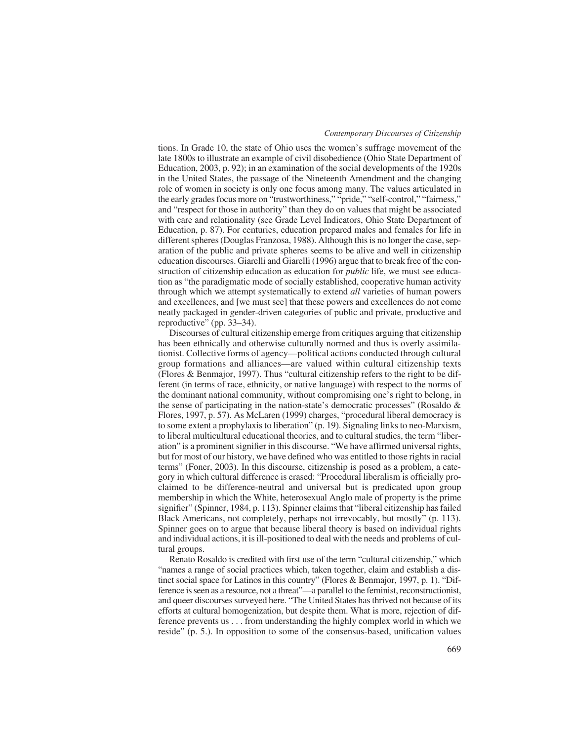tions. In Grade 10, the state of Ohio uses the women's suffrage movement of the late 1800s to illustrate an example of civil disobedience (Ohio State Department of Education, 2003, p. 92); in an examination of the social developments of the 1920s in the United States, the passage of the Nineteenth Amendment and the changing role of women in society is only one focus among many. The values articulated in the early grades focus more on "trustworthiness," "pride," "self-control," "fairness," and "respect for those in authority" than they do on values that might be associated with care and relationality (see Grade Level Indicators, Ohio State Department of Education, p. 87). For centuries, education prepared males and females for life in different spheres (Douglas Franzosa, 1988). Although this is no longer the case, separation of the public and private spheres seems to be alive and well in citizenship education discourses. Giarelli and Giarelli (1996) argue that to break free of the construction of citizenship education as education for *public* life, we must see education as "the paradigmatic mode of socially established, cooperative human activity through which we attempt systematically to extend *all* varieties of human powers and excellences, and [we must see] that these powers and excellences do not come neatly packaged in gender-driven categories of public and private, productive and reproductive" (pp. 33–34).

Discourses of cultural citizenship emerge from critiques arguing that citizenship has been ethnically and otherwise culturally normed and thus is overly assimilationist. Collective forms of agency—political actions conducted through cultural group formations and alliances—are valued within cultural citizenship texts (Flores & Benmajor, 1997). Thus "cultural citizenship refers to the right to be different (in terms of race, ethnicity, or native language) with respect to the norms of the dominant national community, without compromising one's right to belong, in the sense of participating in the nation-state's democratic processes" (Rosaldo & Flores, 1997, p. 57). As McLaren (1999) charges, "procedural liberal democracy is to some extent a prophylaxis to liberation" (p. 19). Signaling links to neo-Marxism, to liberal multicultural educational theories, and to cultural studies, the term "liberation" is a prominent signifier in this discourse. "We have affirmed universal rights, but for most of our history, we have defined who was entitled to those rights in racial terms" (Foner, 2003). In this discourse, citizenship is posed as a problem, a category in which cultural difference is erased: "Procedural liberalism is officially proclaimed to be difference-neutral and universal but is predicated upon group membership in which the White, heterosexual Anglo male of property is the prime signifier" (Spinner, 1984, p. 113). Spinner claims that "liberal citizenship has failed Black Americans, not completely, perhaps not irrevocably, but mostly" (p. 113). Spinner goes on to argue that because liberal theory is based on individual rights and individual actions, it is ill-positioned to deal with the needs and problems of cultural groups.

Renato Rosaldo is credited with first use of the term "cultural citizenship," which "names a range of social practices which, taken together, claim and establish a distinct social space for Latinos in this country" (Flores & Benmajor, 1997, p. 1). "Difference is seen as a resource, not a threat"—a parallel to the feminist, reconstructionist, and queer discourses surveyed here. "The United States has thrived not because of its efforts at cultural homogenization, but despite them. What is more, rejection of difference prevents us . . . from understanding the highly complex world in which we reside" (p. 5.). In opposition to some of the consensus-based, unification values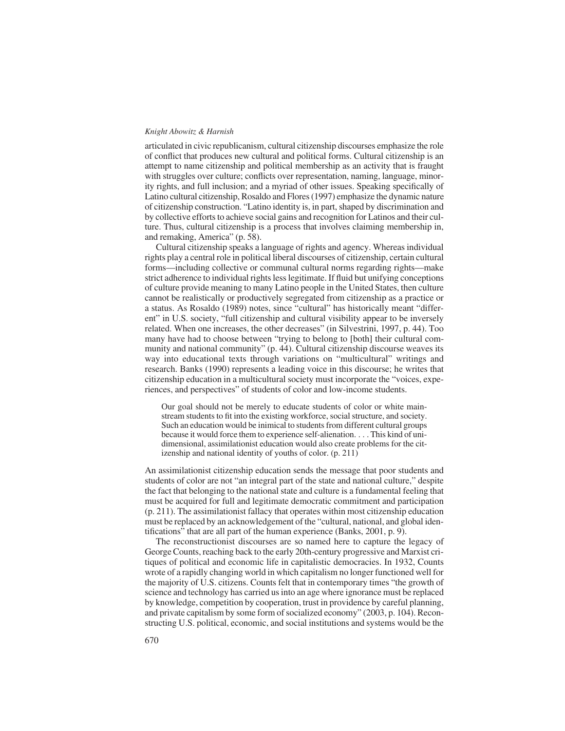articulated in civic republicanism, cultural citizenship discourses emphasize the role of conflict that produces new cultural and political forms. Cultural citizenship is an attempt to name citizenship and political membership as an activity that is fraught with struggles over culture; conflicts over representation, naming, language, minority rights, and full inclusion; and a myriad of other issues. Speaking specifically of Latino cultural citizenship, Rosaldo and Flores (1997) emphasize the dynamic nature of citizenship construction. "Latino identity is, in part, shaped by discrimination and by collective efforts to achieve social gains and recognition for Latinos and their culture. Thus, cultural citizenship is a process that involves claiming membership in, and remaking, America" (p. 58).

Cultural citizenship speaks a language of rights and agency. Whereas individual rights play a central role in political liberal discourses of citizenship, certain cultural forms—including collective or communal cultural norms regarding rights—make strict adherence to individual rights less legitimate. If fluid but unifying conceptions of culture provide meaning to many Latino people in the United States, then culture cannot be realistically or productively segregated from citizenship as a practice or a status. As Rosaldo (1989) notes, since "cultural" has historically meant "different" in U.S. society, "full citizenship and cultural visibility appear to be inversely related. When one increases, the other decreases" (in Silvestrini, 1997, p. 44). Too many have had to choose between "trying to belong to [both] their cultural community and national community" (p. 44). Cultural citizenship discourse weaves its way into educational texts through variations on "multicultural" writings and research. Banks (1990) represents a leading voice in this discourse; he writes that citizenship education in a multicultural society must incorporate the "voices, experiences, and perspectives" of students of color and low-income students.

> Our goal should not be merely to educate students of color or white mainstream students to fit into the existing workforce, social structure, and society. Such an education would be inimical to students from different cultural groups because it would force them to experience self-alienation. . . . This kind of unidimensional, assimilationist education would also create problems for the citizenship and national identity of youths of color. (p. 211)

An assimilationist citizenship education sends the message that poor students and students of color are not "an integral part of the state and national culture," despite the fact that belonging to the national state and culture is a fundamental feeling that must be acquired for full and legitimate democratic commitment and participation (p. 211). The assimilationist fallacy that operates within most citizenship education must be replaced by an acknowledgement of the "cultural, national, and global identifications" that are all part of the human experience (Banks, 2001, p. 9).

The reconstructionist discourses are so named here to capture the legacy of George Counts, reaching back to the early 20th-century progressive and Marxist critiques of political and economic life in capitalistic democracies. In 1932, Counts wrote of a rapidly changing world in which capitalism no longer functioned well for the majority of U.S. citizens. Counts felt that in contemporary times "the growth of science and technology has carried us into an age where ignorance must be replaced by knowledge, competition by cooperation, trust in providence by careful planning, and private capitalism by some form of socialized economy" (2003, p. 104). Reconstructing U.S. political, economic, and social institutions and systems would be the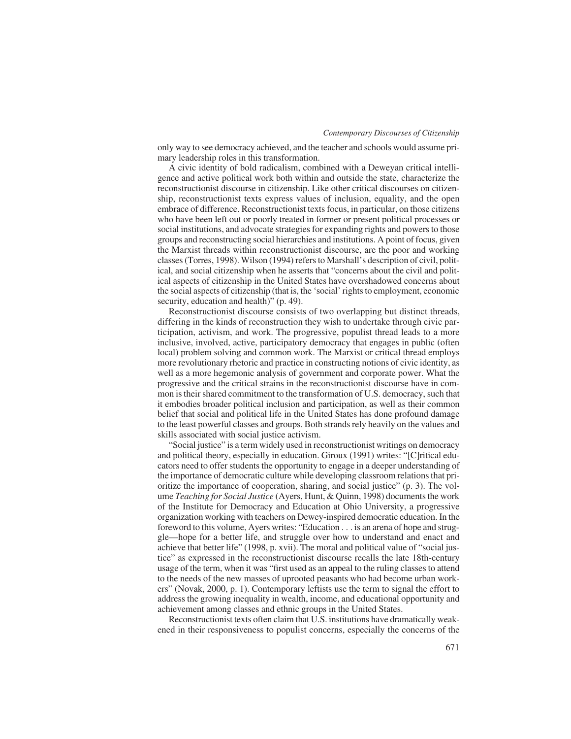only way to see democracy achieved, and the teacher and schools would assume primary leadership roles in this transformation.

A civic identity of bold radicalism, combined with a Deweyan critical intelligence and active political work both within and outside the state, characterize the reconstructionist discourse in citizenship. Like other critical discourses on citizenship, reconstructionist texts express values of inclusion, equality, and the open embrace of difference. Reconstructionist texts focus, in particular, on those citizens who have been left out or poorly treated in former or present political processes or social institutions, and advocate strategies for expanding rights and powers to those groups and reconstructing social hierarchies and institutions. A point of focus, given the Marxist threads within reconstructionist discourse, are the poor and working classes (Torres, 1998). Wilson (1994) refers to Marshall's description of civil, political, and social citizenship when he asserts that "concerns about the civil and political aspects of citizenship in the United States have overshadowed concerns about the social aspects of citizenship (that is, the 'social' rights to employment, economic security, education and health)" (p. 49).

Reconstructionist discourse consists of two overlapping but distinct threads, differing in the kinds of reconstruction they wish to undertake through civic participation, activism, and work. The progressive, populist thread leads to a more inclusive, involved, active, participatory democracy that engages in public (often local) problem solving and common work. The Marxist or critical thread employs more revolutionary rhetoric and practice in constructing notions of civic identity, as well as a more hegemonic analysis of government and corporate power. What the progressive and the critical strains in the reconstructionist discourse have in common is their shared commitment to the transformation of U.S. democracy, such that it embodies broader political inclusion and participation, as well as their common belief that social and political life in the United States has done profound damage to the least powerful classes and groups. Both strands rely heavily on the values and skills associated with social justice activism.

"Social justice" is a term widely used in reconstructionist writings on democracy and political theory, especially in education. Giroux (1991) writes: "[C]ritical educators need to offer students the opportunity to engage in a deeper understanding of the importance of democratic culture while developing classroom relations that prioritize the importance of cooperation, sharing, and social justice" (p. 3). The volume *Teaching for Social Justice* (Ayers, Hunt, & Quinn, 1998) documents the work of the Institute for Democracy and Education at Ohio University, a progressive organization working with teachers on Dewey-inspired democratic education. In the foreword to this volume, Ayers writes: "Education . . . is an arena of hope and struggle—hope for a better life, and struggle over how to understand and enact and achieve that better life" (1998, p. xvii). The moral and political value of "social justice" as expressed in the reconstructionist discourse recalls the late 18th-century usage of the term, when it was "first used as an appeal to the ruling classes to attend to the needs of the new masses of uprooted peasants who had become urban workers" (Novak, 2000, p. 1). Contemporary leftists use the term to signal the effort to address the growing inequality in wealth, income, and educational opportunity and achievement among classes and ethnic groups in the United States.

Reconstructionist texts often claim that U.S. institutions have dramatically weakened in their responsiveness to populist concerns, especially the concerns of the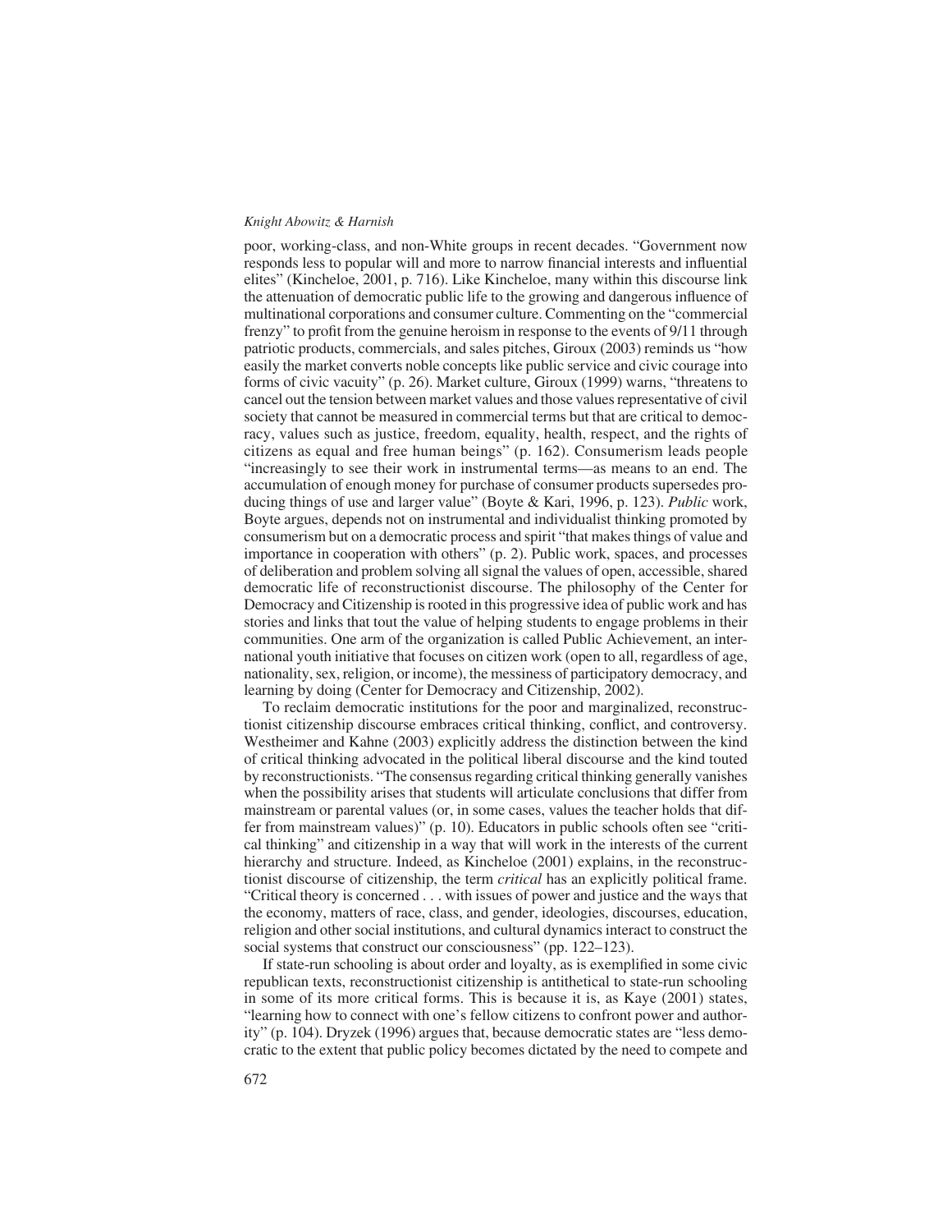poor, working-class, and non-White groups in recent decades. "Government now responds less to popular will and more to narrow financial interests and influential elites" (Kincheloe, 2001, p. 716). Like Kincheloe, many within this discourse link the attenuation of democratic public life to the growing and dangerous influence of multinational corporations and consumer culture. Commenting on the "commercial frenzy" to profit from the genuine heroism in response to the events of 9/11 through patriotic products, commercials, and sales pitches, Giroux (2003) reminds us "how easily the market converts noble concepts like public service and civic courage into forms of civic vacuity" (p. 26). Market culture, Giroux (1999) warns, "threatens to cancel out the tension between market values and those values representative of civil society that cannot be measured in commercial terms but that are critical to democracy, values such as justice, freedom, equality, health, respect, and the rights of citizens as equal and free human beings" (p. 162). Consumerism leads people "increasingly to see their work in instrumental terms—as means to an end. The accumulation of enough money for purchase of consumer products supersedes producing things of use and larger value" (Boyte & Kari, 1996, p. 123). *Public* work, Boyte argues, depends not on instrumental and individualist thinking promoted by consumerism but on a democratic process and spirit "that makes things of value and importance in cooperation with others" (p. 2). Public work, spaces, and processes of deliberation and problem solving all signal the values of open, accessible, shared democratic life of reconstructionist discourse. The philosophy of the Center for Democracy and Citizenship is rooted in this progressive idea of public work and has stories and links that tout the value of helping students to engage problems in their communities. One arm of the organization is called Public Achievement, an international youth initiative that focuses on citizen work (open to all, regardless of age, nationality, sex, religion, or income), the messiness of participatory democracy, and learning by doing (Center for Democracy and Citizenship, 2002).

To reclaim democratic institutions for the poor and marginalized, reconstructionist citizenship discourse embraces critical thinking, conflict, and controversy. Westheimer and Kahne (2003) explicitly address the distinction between the kind of critical thinking advocated in the political liberal discourse and the kind touted by reconstructionists. "The consensus regarding critical thinking generally vanishes when the possibility arises that students will articulate conclusions that differ from mainstream or parental values (or, in some cases, values the teacher holds that differ from mainstream values)" (p. 10). Educators in public schools often see "critical thinking" and citizenship in a way that will work in the interests of the current hierarchy and structure. Indeed, as Kincheloe (2001) explains, in the reconstructionist discourse of citizenship, the term *critical* has an explicitly political frame. "Critical theory is concerned . . . with issues of power and justice and the ways that the economy, matters of race, class, and gender, ideologies, discourses, education, religion and other social institutions, and cultural dynamics interact to construct the social systems that construct our consciousness" (pp. 122–123).

If state-run schooling is about order and loyalty, as is exemplified in some civic republican texts, reconstructionist citizenship is antithetical to state-run schooling in some of its more critical forms. This is because it is, as Kaye (2001) states, "learning how to connect with one's fellow citizens to confront power and authority" (p. 104). Dryzek (1996) argues that, because democratic states are "less democratic to the extent that public policy becomes dictated by the need to compete and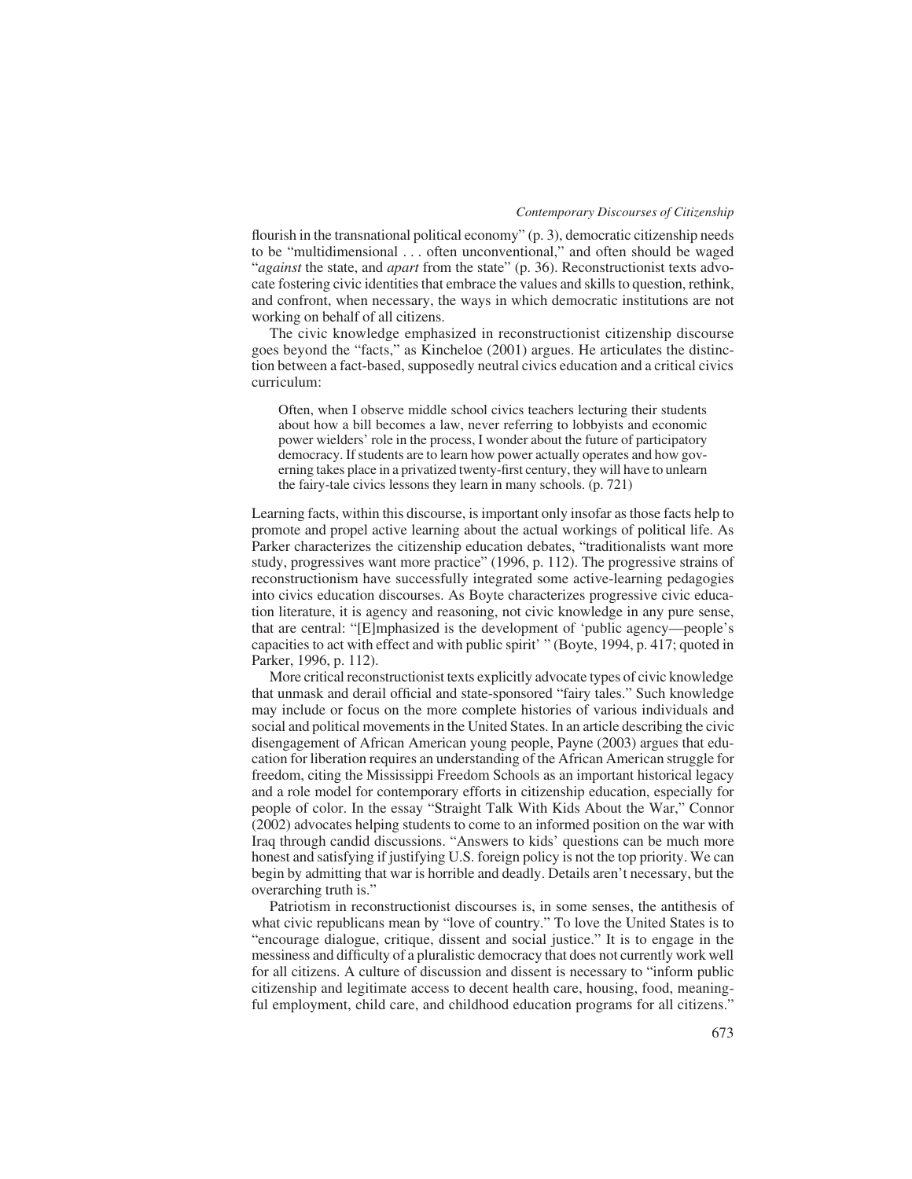flourish in the transnational political economy" (p. 3), democratic citizenship needs to be "multidimensional . . . often unconventional," and often should be waged "*against* the state, and *apart* from the state" (p. 36). Reconstructionist texts advocate fostering civic identities that embrace the values and skills to question, rethink, and confront, when necessary, the ways in which democratic institutions are not working on behalf of all citizens.

The civic knowledge emphasized in reconstructionist citizenship discourse goes beyond the "facts," as Kincheloe (2001) argues. He articulates the distinction between a fact-based, supposedly neutral civics education and a critical civics curriculum:

> Often, when I observe middle school civics teachers lecturing their students about how a bill becomes a law, never referring to lobbyists and economic power wielders' role in the process, I wonder about the future of participatory democracy. If students are to learn how power actually operates and how governing takes place in a privatized twenty-first century, they will have to unlearn the fairy-tale civics lessons they learn in many schools. (p. 721)

Learning facts, within this discourse, is important only insofar as those facts help to promote and propel active learning about the actual workings of political life. As Parker characterizes the citizenship education debates, "traditionalists want more study, progressives want more practice" (1996, p. 112). The progressive strains of reconstructionism have successfully integrated some active-learning pedagogies into civics education discourses. As Boyte characterizes progressive civic education literature, it is agency and reasoning, not civic knowledge in any pure sense, that are central: "[E]mphasized is the development of 'public agency—people's capacities to act with effect and with public spirit' " (Boyte, 1994, p. 417; quoted in Parker, 1996, p. 112).

More critical reconstructionist texts explicitly advocate types of civic knowledge that unmask and derail official and state-sponsored "fairy tales." Such knowledge may include or focus on the more complete histories of various individuals and social and political movements in the United States. In an article describing the civic disengagement of African American young people, Payne (2003) argues that education for liberation requires an understanding of the African American struggle for freedom, citing the Mississippi Freedom Schools as an important historical legacy and a role model for contemporary efforts in citizenship education, especially for people of color. In the essay "Straight Talk With Kids About the War," Connor (2002) advocates helping students to come to an informed position on the war with Iraq through candid discussions. "Answers to kids' questions can be much more honest and satisfying if justifying U.S. foreign policy is not the top priority. We can begin by admitting that war is horrible and deadly. Details aren't necessary, but the overarching truth is."

Patriotism in reconstructionist discourses is, in some senses, the antithesis of what civic republicans mean by "love of country." To love the United States is to "encourage dialogue, critique, dissent and social justice." It is to engage in the messiness and difficulty of a pluralistic democracy that does not currently work well for all citizens. A culture of discussion and dissent is necessary to "inform public citizenship and legitimate access to decent health care, housing, food, meaningful employment, child care, and childhood education programs for all citizens."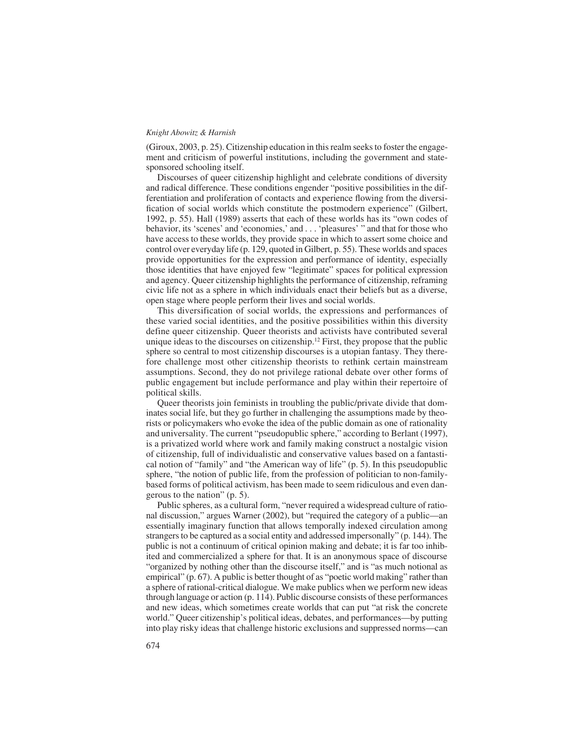(Giroux, 2003, p. 25). Citizenship education in this realm seeks to foster the engagement and criticism of powerful institutions, including the government and state-sponsored schooling itself.

Discourses of queer citizenship highlight and celebrate conditions of diversity and radical difference. These conditions engender "positive possibilities in the differentiation and proliferation of contacts and experience flowing from the diversification of social worlds which constitute the postmodern experience" (Gilbert, 1992, p. 55). Hall (1989) asserts that each of these worlds has its "own codes of behavior, its 'scenes' and 'economies,' and . . . 'pleasures' " and that for those who have access to these worlds, they provide space in which to assert some choice and control over everyday life (p. 129, quoted in Gilbert, p. 55). These worlds and spaces provide opportunities for the expression and performance of identity, especially those identities that have enjoyed few "legitimate" spaces for political expression and agency. Queer citizenship highlights the performance of citizenship, reframing civic life not as a sphere in which individuals enact their beliefs but as a diverse, open stage where people perform their lives and social worlds.

This diversification of social worlds, the expressions and performances of these varied social identities, and the positive possibilities within this diversity define queer citizenship. Queer theorists and activists have contributed several unique ideas to the discourses on citizenship.[12] First, they propose that the public sphere so central to most citizenship discourses is a utopian fantasy. They therefore challenge most other citizenship theorists to rethink certain mainstream assumptions. Second, they do not privilege rational debate over other forms of public engagement but include performance and play within their repertoire of political skills.

Queer theorists join feminists in troubling the public/private divide that dominates social life, but they go further in challenging the assumptions made by theorists or policymakers who evoke the idea of the public domain as one of rationality and universality. The current "pseudopublic sphere," according to Berlant (1997), is a privatized world where work and family making construct a nostalgic vision of citizenship, full of individualistic and conservative values based on a fantastical notion of "family" and "the American way of life" (p. 5). In this pseudopublic sphere, "the notion of public life, from the profession of politician to non-family-based forms of political activism, has been made to seem ridiculous and even dangerous to the nation" (p. 5).

Public spheres, as a cultural form, "never required a widespread culture of rational discussion," argues Warner (2002), but "required the category of a public—an essentially imaginary function that allows temporally indexed circulation among strangers to be captured as a social entity and addressed impersonally" (p. 144). The public is not a continuum of critical opinion making and debate; it is far too inhibited and commercialized a sphere for that. It is an anonymous space of discourse "organized by nothing other than the discourse itself," and is "as much notional as empirical" (p. 67). A public is better thought of as "poetic world making" rather than a sphere of rational-critical dialogue. We make publics when we perform new ideas through language or action (p. 114). Public discourse consists of these performances and new ideas, which sometimes create worlds that can put "at risk the concrete world." Queer citizenship's political ideas, debates, and performances—by putting into play risky ideas that challenge historic exclusions and suppressed norms—can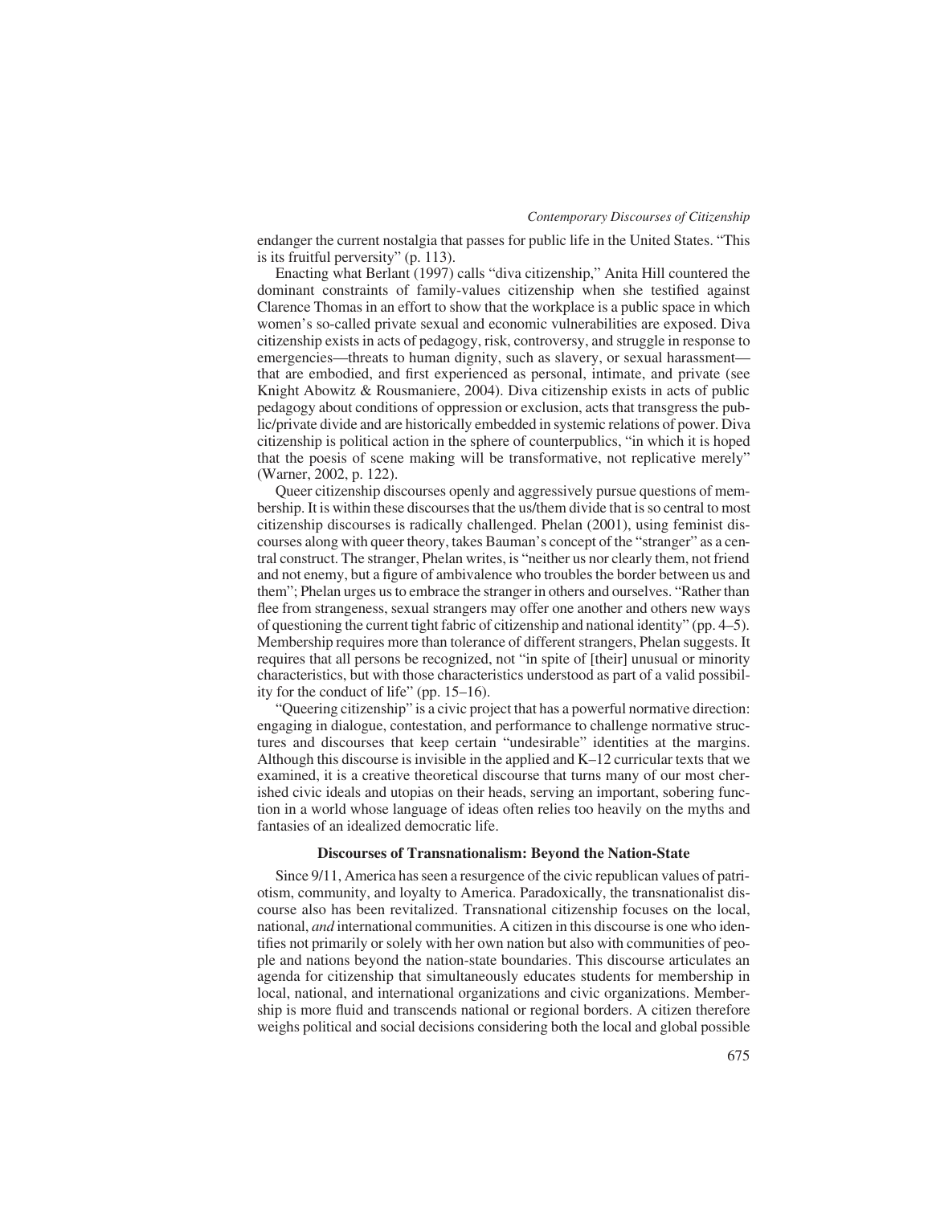endanger the current nostalgia that passes for public life in the United States. "This is its fruitful perversity" (p. 113).

Enacting what Berlant (1997) calls "diva citizenship," Anita Hill countered the dominant constraints of family-values citizenship when she testified against Clarence Thomas in an effort to show that the workplace is a public space in which women's so-called private sexual and economic vulnerabilities are exposed. Diva citizenship exists in acts of pedagogy, risk, controversy, and struggle in response to emergencies—threats to human dignity, such as slavery, or sexual harassment—that are embodied, and first experienced as personal, intimate, and private (see Knight Abowitz & Rousmaniere, 2004). Diva citizenship exists in acts of public pedagogy about conditions of oppression or exclusion, acts that transgress the public/private divide and are historically embedded in systemic relations of power. Diva citizenship is political action in the sphere of counterpublics, "in which it is hoped that the poesis of scene making will be transformative, not replicative merely" (Warner, 2002, p. 122).

Queer citizenship discourses openly and aggressively pursue questions of membership. It is within these discourses that the us/them divide that is so central to most citizenship discourses is radically challenged. Phelan (2001), using feminist discourses along with queer theory, takes Bauman's concept of the "stranger" as a central construct. The stranger, Phelan writes, is "neither us nor clearly them, not friend and not enemy, but a figure of ambivalence who troubles the border between us and them"; Phelan urges us to embrace the stranger in others and ourselves. "Rather than flee from strangeness, sexual strangers may offer one another and others new ways of questioning the current tight fabric of citizenship and national identity" (pp. 4–5). Membership requires more than tolerance of different strangers, Phelan suggests. It requires that all persons be recognized, not "in spite of [their] unusual or minority characteristics, but with those characteristics understood as part of a valid possibility for the conduct of life" (pp. 15–16).

"Queering citizenship" is a civic project that has a powerful normative direction: engaging in dialogue, contestation, and performance to challenge normative structures and discourses that keep certain "undesirable" identities at the margins. Although this discourse is invisible in the applied and K–12 curricular texts that we examined, it is a creative theoretical discourse that turns many of our most cherished civic ideals and utopias on their heads, serving an important, sobering function in a world whose language of ideas often relies too heavily on the myths and fantasies of an idealized democratic life.

### Discourses of Transnationalism: Beyond the Nation-State

Since 9/11, America has seen a resurgence of the civic republican values of patriotism, community, and loyalty to America. Paradoxically, the transnationalist discourse also has been revitalized. Transnational citizenship focuses on the local, national, *and* international communities. A citizen in this discourse is one who identifies not primarily or solely with her own nation but also with communities of people and nations beyond the nation-state boundaries. This discourse articulates an agenda for citizenship that simultaneously educates students for membership in local, national, and international organizations and civic organizations. Membership is more fluid and transcends national or regional borders. A citizen therefore weighs political and social decisions considering both the local and global possible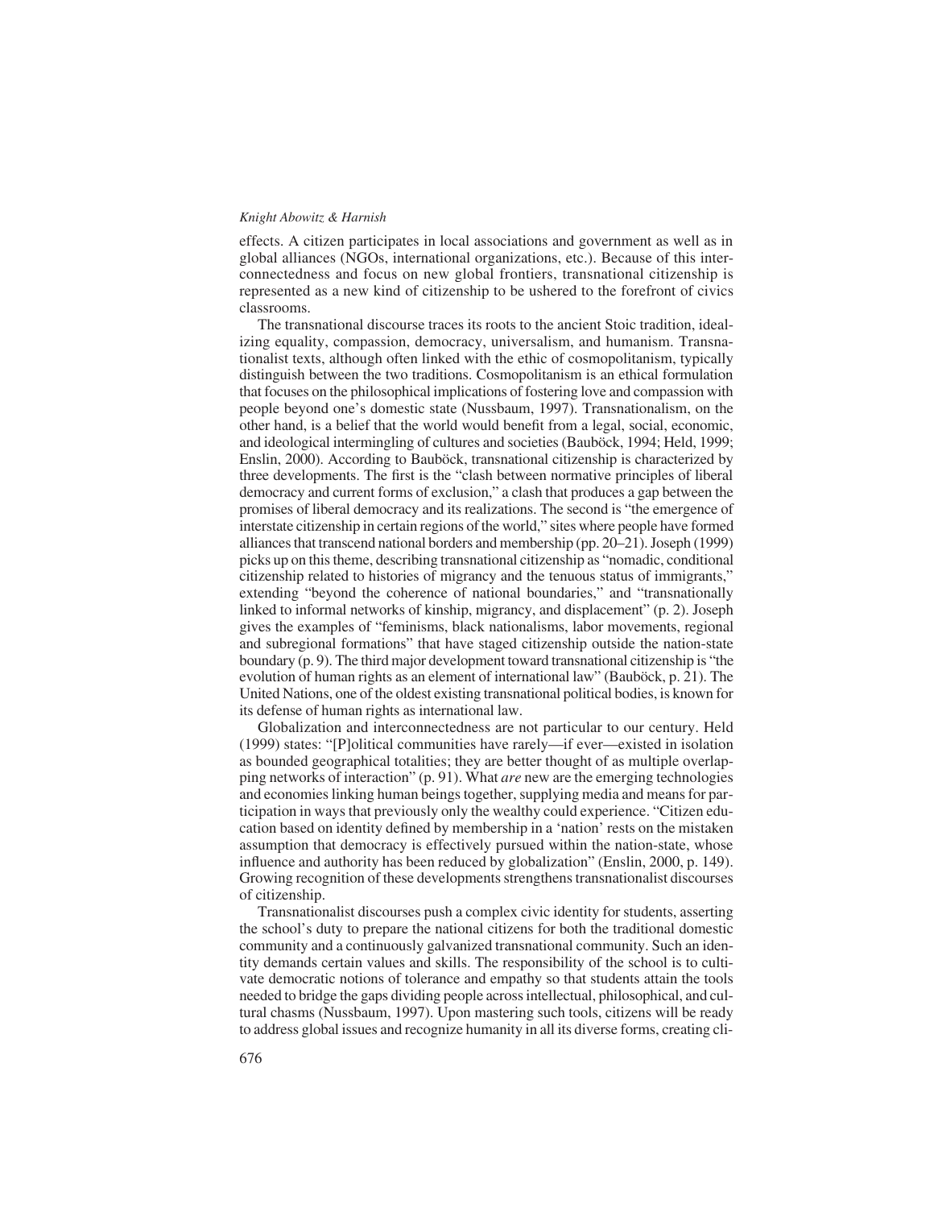effects. A citizen participates in local associations and government as well as in global alliances (NGOs, international organizations, etc.). Because of this interconnectedness and focus on new global frontiers, transnational citizenship is represented as a new kind of citizenship to be ushered to the forefront of civics classrooms.

The transnational discourse traces its roots to the ancient Stoic tradition, idealizing equality, compassion, democracy, universalism, and humanism. Transnationalist texts, although often linked with the ethic of cosmopolitanism, typically distinguish between the two traditions. Cosmopolitanism is an ethical formulation that focuses on the philosophical implications of fostering love and compassion with people beyond one's domestic state (Nussbaum, 1997). Transnationalism, on the other hand, is a belief that the world would benefit from a legal, social, economic, and ideological intermingling of cultures and societies (Bauböck, 1994; Held, 1999; Enslin, 2000). According to Bauböck, transnational citizenship is characterized by three developments. The first is the "clash between normative principles of liberal democracy and current forms of exclusion," a clash that produces a gap between the promises of liberal democracy and its realizations. The second is "the emergence of interstate citizenship in certain regions of the world," sites where people have formed alliances that transcend national borders and membership (pp. 20–21). Joseph (1999) picks up on this theme, describing transnational citizenship as "nomadic, conditional citizenship related to histories of migrancy and the tenuous status of immigrants," extending "beyond the coherence of national boundaries," and "transnationally linked to informal networks of kinship, migrancy, and displacement" (p. 2). Joseph gives the examples of "feminisms, black nationalisms, labor movements, regional and subregional formations" that have staged citizenship outside the nation-state boundary (p. 9). The third major development toward transnational citizenship is "the evolution of human rights as an element of international law" (Bauböck, p. 21). The United Nations, one of the oldest existing transnational political bodies, is known for its defense of human rights as international law.

Globalization and interconnectedness are not particular to our century. Held (1999) states: "[P]olitical communities have rarely—if ever—existed in isolation as bounded geographical totalities; they are better thought of as multiple overlapping networks of interaction" (p. 91). What *are* new are the emerging technologies and economies linking human beings together, supplying media and means for participation in ways that previously only the wealthy could experience. "Citizen education based on identity defined by membership in a 'nation' rests on the mistaken assumption that democracy is effectively pursued within the nation-state, whose influence and authority has been reduced by globalization" (Enslin, 2000, p. 149). Growing recognition of these developments strengthens transnationalist discourses of citizenship.

Transnationalist discourses push a complex civic identity for students, asserting the school's duty to prepare the national citizens for both the traditional domestic community and a continuously galvanized transnational community. Such an identity demands certain values and skills. The responsibility of the school is to cultivate democratic notions of tolerance and empathy so that students attain the tools needed to bridge the gaps dividing people across intellectual, philosophical, and cultural chasms (Nussbaum, 1997). Upon mastering such tools, citizens will be ready to address global issues and recognize humanity in all its diverse forms, creating cli-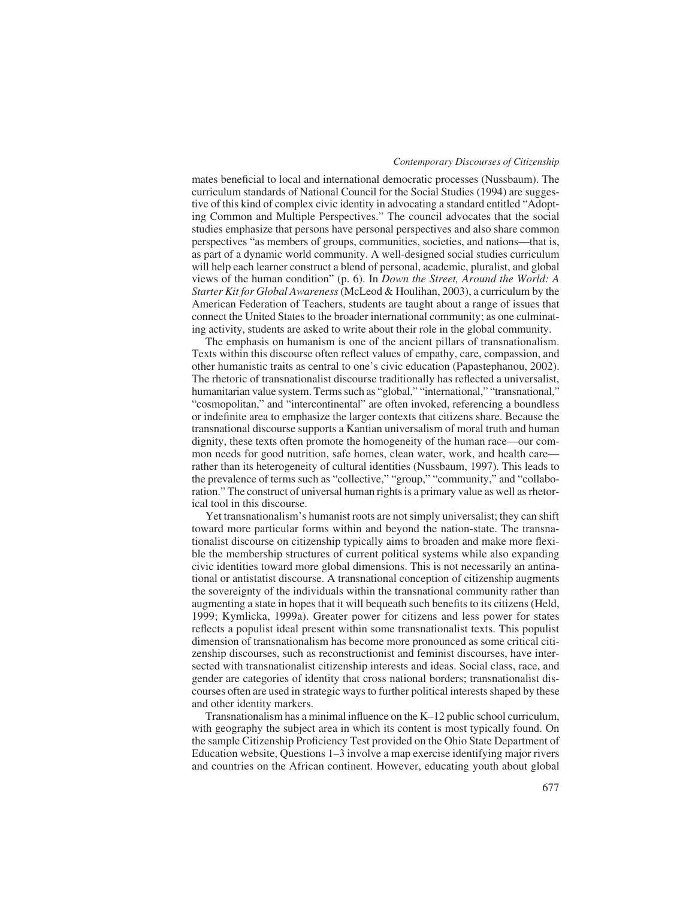mates beneficial to local and international democratic processes (Nussbaum). The curriculum standards of National Council for the Social Studies (1994) are suggestive of this kind of complex civic identity in advocating a standard entitled "Adopting Common and Multiple Perspectives." The council advocates that the social studies emphasize that persons have personal perspectives and also share common perspectives "as members of groups, communities, societies, and nations—that is, as part of a dynamic world community. A well-designed social studies curriculum will help each learner construct a blend of personal, academic, pluralist, and global views of the human condition" (p. 6). In *Down the Street, Around the World: A Starter Kit for Global Awareness* (McLeod & Houlihan, 2003), a curriculum by the American Federation of Teachers, students are taught about a range of issues that connect the United States to the broader international community; as one culminating activity, students are asked to write about their role in the global community.

The emphasis on humanism is one of the ancient pillars of transnationalism. Texts within this discourse often reflect values of empathy, care, compassion, and other humanistic traits as central to one's civic education (Papastephanou, 2002). The rhetoric of transnationalist discourse traditionally has reflected a universalist, humanitarian value system. Terms such as "global," "international," "transnational," "cosmopolitan," and "intercontinental" are often invoked, referencing a boundless or indefinite area to emphasize the larger contexts that citizens share. Because the transnational discourse supports a Kantian universalism of moral truth and human dignity, these texts often promote the homogeneity of the human race—our common needs for good nutrition, safe homes, clean water, work, and health care—rather than its heterogeneity of cultural identities (Nussbaum, 1997). This leads to the prevalence of terms such as "collective," "group," "community," and "collaboration." The construct of universal human rights is a primary value as well as rhetorical tool in this discourse.

Yet transnationalism's humanist roots are not simply universalist; they can shift toward more particular forms within and beyond the nation-state. The transnationalist discourse on citizenship typically aims to broaden and make more flexible the membership structures of current political systems while also expanding civic identities toward more global dimensions. This is not necessarily an antinational or antistatist discourse. A transnational conception of citizenship augments the sovereignty of the individuals within the transnational community rather than augmenting a state in hopes that it will bequeath such benefits to its citizens (Held, 1999; Kymlicka, 1999a). Greater power for citizens and less power for states reflects a populist ideal present within some transnationalist texts. This populist dimension of transnationalism has become more pronounced as some critical citizenship discourses, such as reconstructionist and feminist discourses, have intersected with transnationalist citizenship interests and ideas. Social class, race, and gender are categories of identity that cross national borders; transnationalist discourses often are used in strategic ways to further political interests shaped by these and other identity markers.

Transnationalism has a minimal influence on the K–12 public school curriculum, with geography the subject area in which its content is most typically found. On the sample Citizenship Proficiency Test provided on the Ohio State Department of Education website, Questions 1–3 involve a map exercise identifying major rivers and countries on the African continent. However, educating youth about global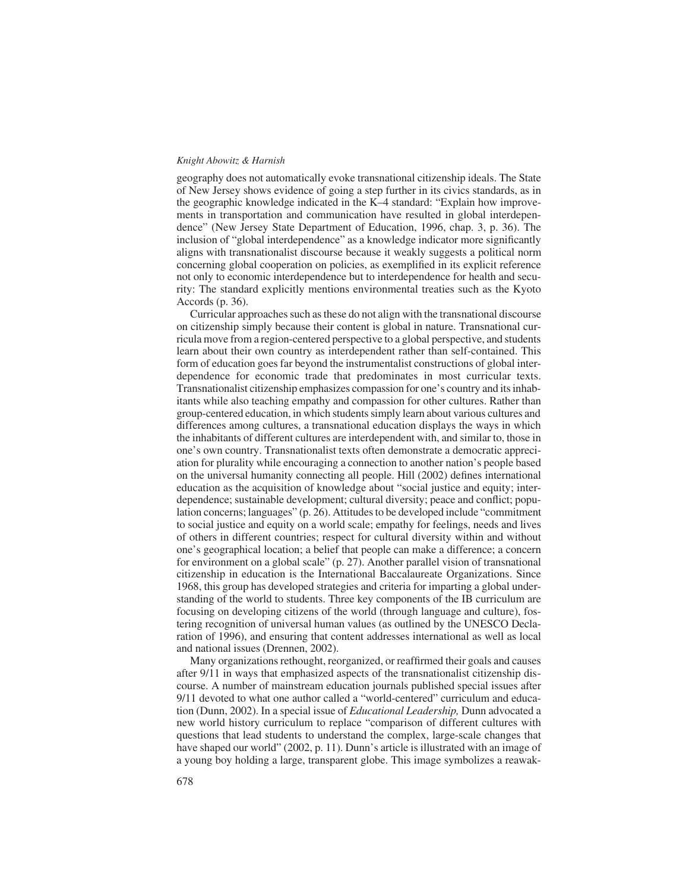geography does not automatically evoke transnational citizenship ideals. The State of New Jersey shows evidence of going a step further in its civics standards, as in the geographic knowledge indicated in the K–4 standard: "Explain how improvements in transportation and communication have resulted in global interdependence" (New Jersey State Department of Education, 1996, chap. 3, p. 36). The inclusion of "global interdependence" as a knowledge indicator more significantly aligns with transnationalist discourse because it weakly suggests a political norm concerning global cooperation on policies, as exemplified in its explicit reference not only to economic interdependence but to interdependence for health and security: The standard explicitly mentions environmental treaties such as the Kyoto Accords (p. 36).

Curricular approaches such as these do not align with the transnational discourse on citizenship simply because their content is global in nature. Transnational curricula move from a region-centered perspective to a global perspective, and students learn about their own country as interdependent rather than self-contained. This form of education goes far beyond the instrumentalist constructions of global interdependence for economic trade that predominates in most curricular texts. Transnationalist citizenship emphasizes compassion for one's country and its inhabitants while also teaching empathy and compassion for other cultures. Rather than group-centered education, in which students simply learn about various cultures and differences among cultures, a transnational education displays the ways in which the inhabitants of different cultures are interdependent with, and similar to, those in one's own country. Transnationalist texts often demonstrate a democratic appreciation for plurality while encouraging a connection to another nation's people based on the universal humanity connecting all people. Hill (2002) defines international education as the acquisition of knowledge about "social justice and equity; interdependence; sustainable development; cultural diversity; peace and conflict; population concerns; languages" (p. 26). Attitudes to be developed include "commitment to social justice and equity on a world scale; empathy for feelings, needs and lives of others in different countries; respect for cultural diversity within and without one's geographical location; a belief that people can make a difference; a concern for environment on a global scale" (p. 27). Another parallel vision of transnational citizenship in education is the International Baccalaureate Organizations. Since 1968, this group has developed strategies and criteria for imparting a global understanding of the world to students. Three key components of the IB curriculum are focusing on developing citizens of the world (through language and culture), fostering recognition of universal human values (as outlined by the UNESCO Declaration of 1996), and ensuring that content addresses international as well as local and national issues (Drennen, 2002).

Many organizations rethought, reorganized, or reaffirmed their goals and causes after 9/11 in ways that emphasized aspects of the transnationalist citizenship discourse. A number of mainstream education journals published special issues after 9/11 devoted to what one author called a "world-centered" curriculum and education (Dunn, 2002). In a special issue of *Educational Leadership,* Dunn advocated a new world history curriculum to replace "comparison of different cultures with questions that lead students to understand the complex, large-scale changes that have shaped our world" (2002, p. 11). Dunn's article is illustrated with an image of a young boy holding a large, transparent globe. This image symbolizes a reawak-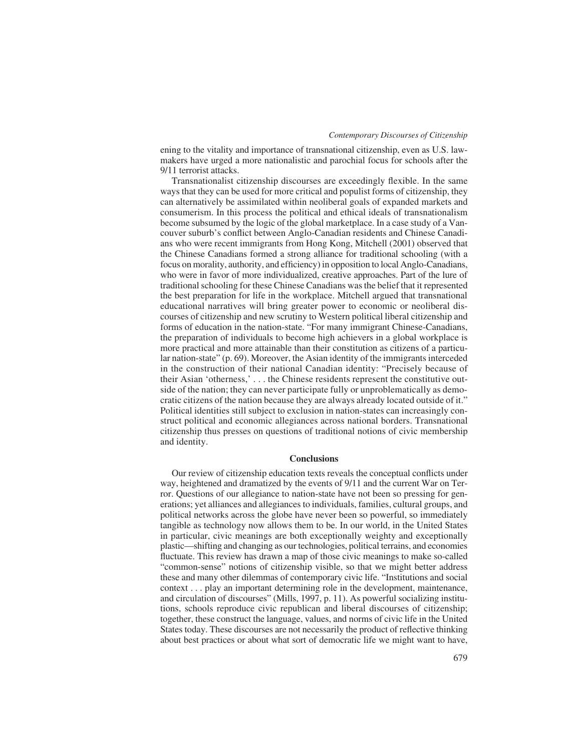ening to the vitality and importance of transnational citizenship, even as U.S. lawmakers have urged a more nationalistic and parochial focus for schools after the 9/11 terrorist attacks.

Transnationalist citizenship discourses are exceedingly flexible. In the same ways that they can be used for more critical and populist forms of citizenship, they can alternatively be assimilated within neoliberal goals of expanded markets and consumerism. In this process the political and ethical ideals of transnationalism become subsumed by the logic of the global marketplace. In a case study of a Vancouver suburb's conflict between Anglo-Canadian residents and Chinese Canadians who were recent immigrants from Hong Kong, Mitchell (2001) observed that the Chinese Canadians formed a strong alliance for traditional schooling (with a focus on morality, authority, and efficiency) in opposition to local Anglo-Canadians, who were in favor of more individualized, creative approaches. Part of the lure of traditional schooling for these Chinese Canadians was the belief that it represented the best preparation for life in the workplace. Mitchell argued that transnational educational narratives will bring greater power to economic or neoliberal discourses of citizenship and new scrutiny to Western political liberal citizenship and forms of education in the nation-state. "For many immigrant Chinese-Canadians, the preparation of individuals to become high achievers in a global workplace is more practical and more attainable than their constitution as citizens of a particular nation-state" (p. 69). Moreover, the Asian identity of the immigrants interceded in the construction of their national Canadian identity: "Precisely because of their Asian 'otherness,' . . . the Chinese residents represent the constitutive outside of the nation; they can never participate fully or unproblematically as democratic citizens of the nation because they are always already located outside of it." Political identities still subject to exclusion in nation-states can increasingly construct political and economic allegiances across national borders. Transnational citizenship thus presses on questions of traditional notions of civic membership and identity.

## Conclusions

Our review of citizenship education texts reveals the conceptual conflicts under way, heightened and dramatized by the events of 9/11 and the current War on Terror. Questions of our allegiance to nation-state have not been so pressing for generations; yet alliances and allegiances to individuals, families, cultural groups, and political networks across the globe have never been so powerful, so immediately tangible as technology now allows them to be. In our world, in the United States in particular, civic meanings are both exceptionally weighty and exceptionally plastic—shifting and changing as our technologies, political terrains, and economies fluctuate. This review has drawn a map of those civic meanings to make so-called "common-sense" notions of citizenship visible, so that we might better address these and many other dilemmas of contemporary civic life. "Institutions and social context . . . play an important determining role in the development, maintenance, and circulation of discourses" (Mills, 1997, p. 11). As powerful socializing institutions, schools reproduce civic republican and liberal discourses of citizenship; together, these construct the language, values, and norms of civic life in the United States today. These discourses are not necessarily the product of reflective thinking about best practices or about what sort of democratic life we might want to have,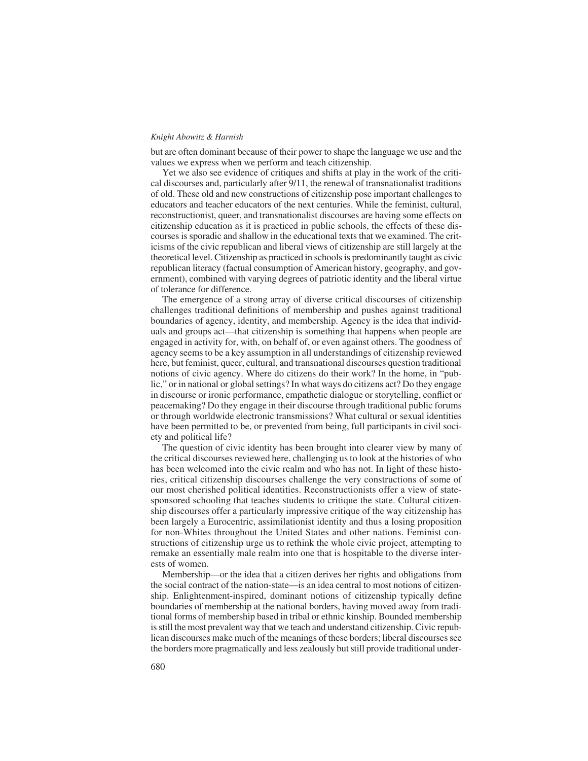but are often dominant because of their power to shape the language we use and the values we express when we perform and teach citizenship.

Yet we also see evidence of critiques and shifts at play in the work of the critical discourses and, particularly after 9/11, the renewal of transnationalist traditions of old. These old and new constructions of citizenship pose important challenges to educators and teacher educators of the next centuries. While the feminist, cultural, reconstructionist, queer, and transnationalist discourses are having some effects on citizenship education as it is practiced in public schools, the effects of these discourses is sporadic and shallow in the educational texts that we examined. The criticisms of the civic republican and liberal views of citizenship are still largely at the theoretical level. Citizenship as practiced in schools is predominantly taught as civic republican literacy (factual consumption of American history, geography, and government), combined with varying degrees of patriotic identity and the liberal virtue of tolerance for difference.

The emergence of a strong array of diverse critical discourses of citizenship challenges traditional definitions of membership and pushes against traditional boundaries of agency, identity, and membership. Agency is the idea that individuals and groups act—that citizenship is something that happens when people are engaged in activity for, with, on behalf of, or even against others. The goodness of agency seems to be a key assumption in all understandings of citizenship reviewed here, but feminist, queer, cultural, and transnational discourses question traditional notions of civic agency. Where do citizens do their work? In the home, in "public," or in national or global settings? In what ways do citizens act? Do they engage in discourse or ironic performance, empathetic dialogue or storytelling, conflict or peacemaking? Do they engage in their discourse through traditional public forums or through worldwide electronic transmissions? What cultural or sexual identities have been permitted to be, or prevented from being, full participants in civil society and political life?

The question of civic identity has been brought into clearer view by many of the critical discourses reviewed here, challenging us to look at the histories of who has been welcomed into the civic realm and who has not. In light of these histories, critical citizenship discourses challenge the very constructions of some of our most cherished political identities. Reconstructionists offer a view of state-sponsored schooling that teaches students to critique the state. Cultural citizenship discourses offer a particularly impressive critique of the way citizenship has been largely a Eurocentric, assimilationist identity and thus a losing proposition for non-Whites throughout the United States and other nations. Feminist constructions of citizenship urge us to rethink the whole civic project, attempting to remake an essentially male realm into one that is hospitable to the diverse interests of women.

Membership—or the idea that a citizen derives her rights and obligations from the social contract of the nation-state—is an idea central to most notions of citizenship. Enlightenment-inspired, dominant notions of citizenship typically define boundaries of membership at the national borders, having moved away from traditional forms of membership based in tribal or ethnic kinship. Bounded membership is still the most prevalent way that we teach and understand citizenship. Civic republican discourses make much of the meanings of these borders; liberal discourses see the borders more pragmatically and less zealously but still provide traditional under-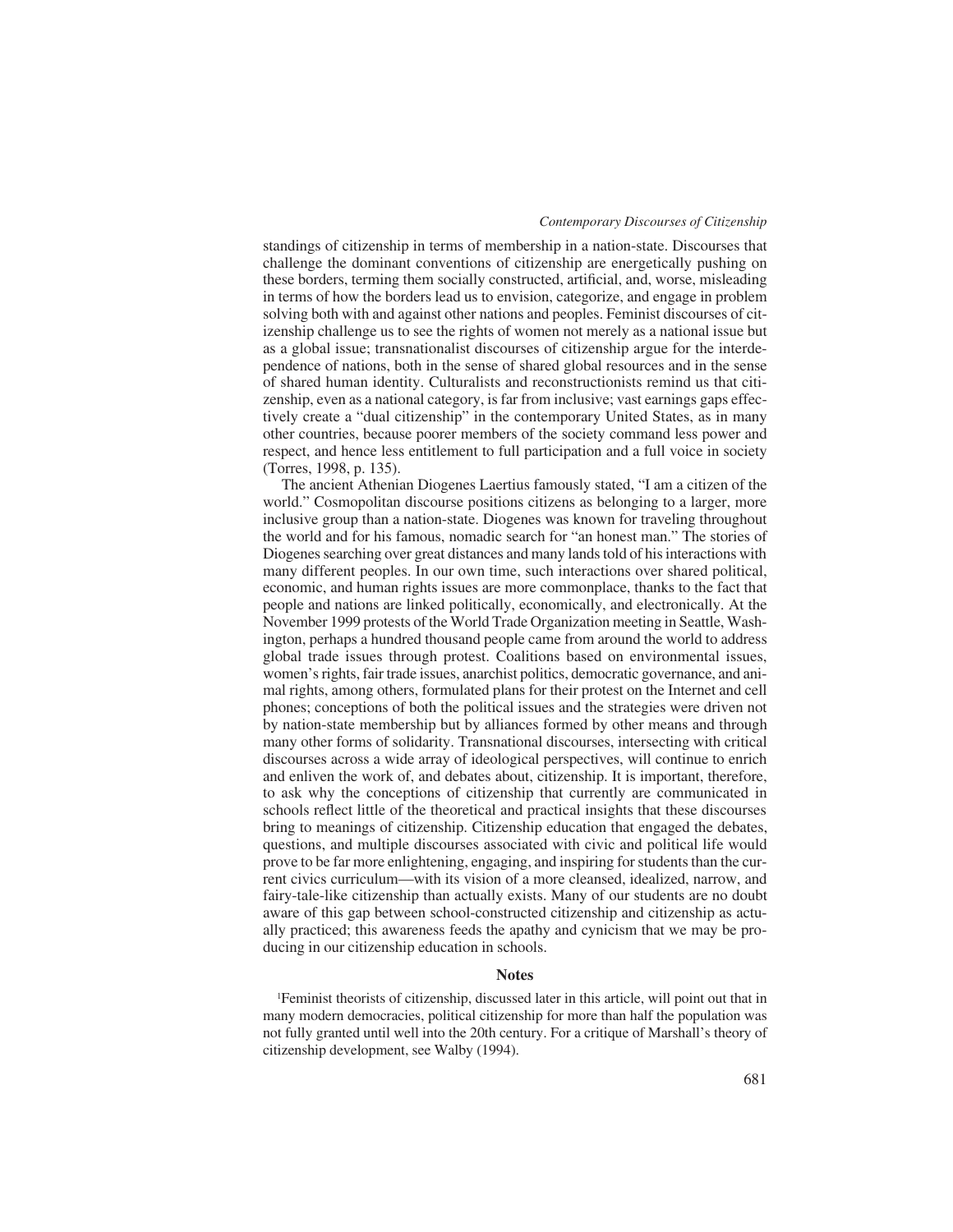standings of citizenship in terms of membership in a nation-state. Discourses that challenge the dominant conventions of citizenship are energetically pushing on these borders, terming them socially constructed, artificial, and, worse, misleading in terms of how the borders lead us to envision, categorize, and engage in problem solving both with and against other nations and peoples. Feminist discourses of citizenship challenge us to see the rights of women not merely as a national issue but as a global issue; transnationalist discourses of citizenship argue for the interdependence of nations, both in the sense of shared global resources and in the sense of shared human identity. Culturalists and reconstructionists remind us that citizenship, even as a national category, is far from inclusive; vast earnings gaps effectively create a "dual citizenship" in the contemporary United States, as in many other countries, because poorer members of the society command less power and respect, and hence less entitlement to full participation and a full voice in society (Torres, 1998, p. 135).

The ancient Athenian Diogenes Laertius famously stated, "I am a citizen of the world." Cosmopolitan discourse positions citizens as belonging to a larger, more inclusive group than a nation-state. Diogenes was known for traveling throughout the world and for his famous, nomadic search for "an honest man." The stories of Diogenes searching over great distances and many lands told of his interactions with many different peoples. In our own time, such interactions over shared political, economic, and human rights issues are more commonplace, thanks to the fact that people and nations are linked politically, economically, and electronically. At the November 1999 protests of the World Trade Organization meeting in Seattle, Washington, perhaps a hundred thousand people came from around the world to address global trade issues through protest. Coalitions based on environmental issues, women's rights, fair trade issues, anarchist politics, democratic governance, and animal rights, among others, formulated plans for their protest on the Internet and cell phones; conceptions of both the political issues and the strategies were driven not by nation-state membership but by alliances formed by other means and through many other forms of solidarity. Transnational discourses, intersecting with critical discourses across a wide array of ideological perspectives, will continue to enrich and enliven the work of, and debates about, citizenship. It is important, therefore, to ask why the conceptions of citizenship that currently are communicated in schools reflect little of the theoretical and practical insights that these discourses bring to meanings of citizenship. Citizenship education that engaged the debates, questions, and multiple discourses associated with civic and political life would prove to be far more enlightening, engaging, and inspiring for students than the current civics curriculum—with its vision of a more cleansed, idealized, narrow, and fairy-tale-like citizenship than actually exists. Many of our students are no doubt aware of this gap between school-constructed citizenship and citizenship as actually practiced; this awareness feeds the apathy and cynicism that we may be producing in our citizenship education in schools.

## Notes

[1]Feminist theorists of citizenship, discussed later in this article, will point out that in many modern democracies, political citizenship for more than half the population was not fully granted until well into the 20th century. For a critique of Marshall's theory of citizenship development, see Walby (1994).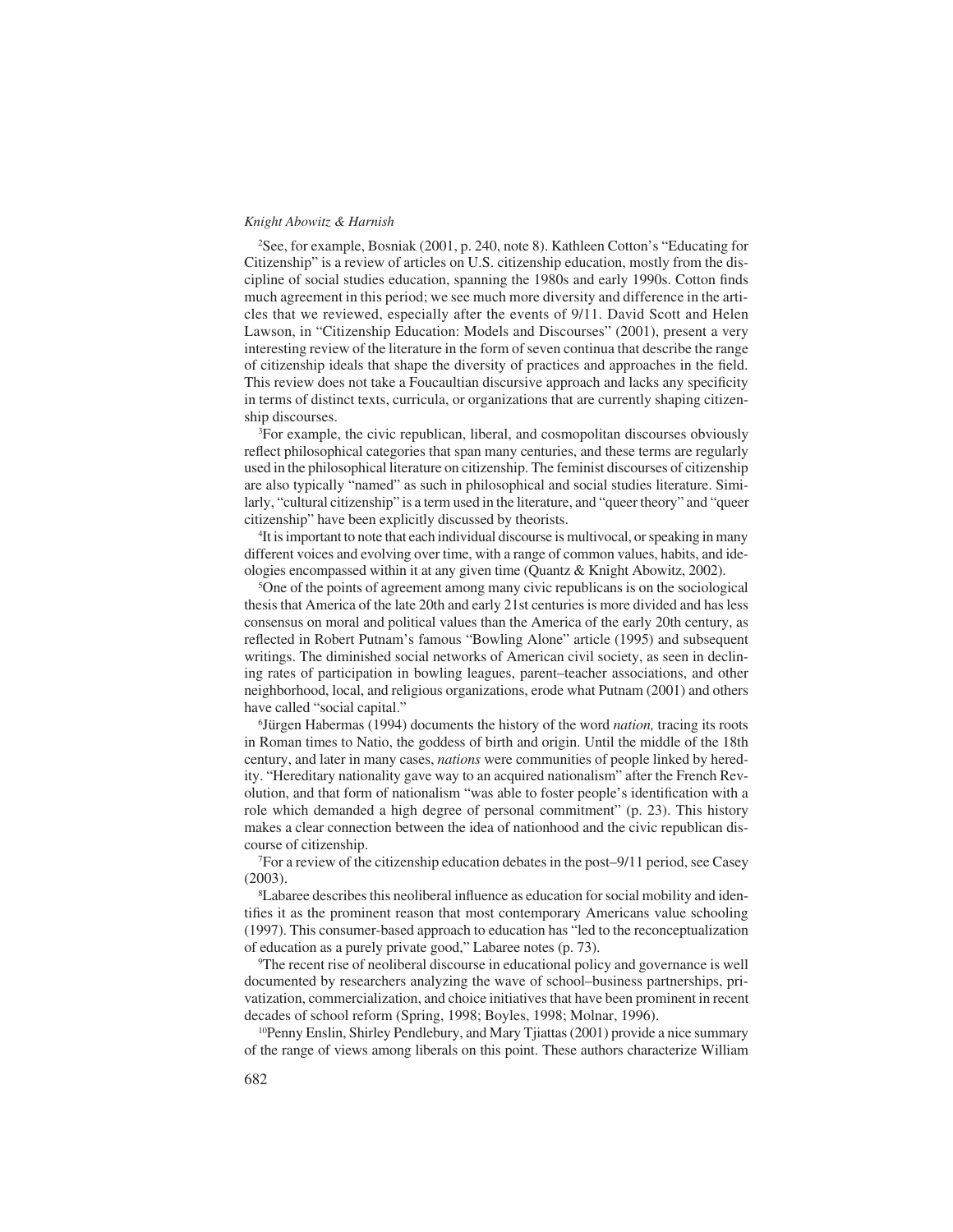[2]See, for example, Bosniak (2001, p. 240, note 8). Kathleen Cotton's "Educating for Citizenship" is a review of articles on U.S. citizenship education, mostly from the discipline of social studies education, spanning the 1980s and early 1990s. Cotton finds much agreement in this period; we see much more diversity and difference in the articles that we reviewed, especially after the events of 9/11. David Scott and Helen Lawson, in "Citizenship Education: Models and Discourses" (2001), present a very interesting review of the literature in the form of seven continua that describe the range of citizenship ideals that shape the diversity of practices and approaches in the field. This review does not take a Foucaultian discursive approach and lacks any specificity in terms of distinct texts, curricula, or organizations that are currently shaping citizenship discourses.

[3]For example, the civic republican, liberal, and cosmopolitan discourses obviously reflect philosophical categories that span many centuries, and these terms are regularly used in the philosophical literature on citizenship. The feminist discourses of citizenship are also typically "named" as such in philosophical and social studies literature. Similarly, "cultural citizenship" is a term used in the literature, and "queer theory" and "queer citizenship" have been explicitly discussed by theorists.

[4]It is important to note that each individual discourse is multivocal, or speaking in many different voices and evolving over time, with a range of common values, habits, and ideologies encompassed within it at any given time (Quantz & Knight Abowitz, 2002).

[5]One of the points of agreement among many civic republicans is on the sociological thesis that America of the late 20th and early 21st centuries is more divided and has less consensus on moral and political values than the America of the early 20th century, as reflected in Robert Putnam's famous "Bowling Alone" article (1995) and subsequent writings. The diminished social networks of American civil society, as seen in declining rates of participation in bowling leagues, parent–teacher associations, and other neighborhood, local, and religious organizations, erode what Putnam (2001) and others have called "social capital."

[6]Jürgen Habermas (1994) documents the history of the word *nation,* tracing its roots in Roman times to Natio, the goddess of birth and origin. Until the middle of the 18th century, and later in many cases, *nations* were communities of people linked by heredity. "Hereditary nationality gave way to an acquired nationalism" after the French Revolution, and that form of nationalism "was able to foster people's identification with a role which demanded a high degree of personal commitment" (p. 23). This history makes a clear connection between the idea of nationhood and the civic republican discourse of citizenship.

[7]For a review of the citizenship education debates in the post–9/11 period, see Casey (2003).

[8]Labaree describes this neoliberal influence as education for social mobility and identifies it as the prominent reason that most contemporary Americans value schooling (1997). This consumer-based approach to education has "led to the reconceptualization of education as a purely private good," Labaree notes (p. 73).

[9]The recent rise of neoliberal discourse in educational policy and governance is well documented by researchers analyzing the wave of school–business partnerships, privatization, commercialization, and choice initiatives that have been prominent in recent decades of school reform (Spring, 1998; Boyles, 1998; Molnar, 1996).

[10]Penny Enslin, Shirley Pendlebury, and Mary Tjiattas (2001) provide a nice summary of the range of views among liberals on this point. These authors characterize William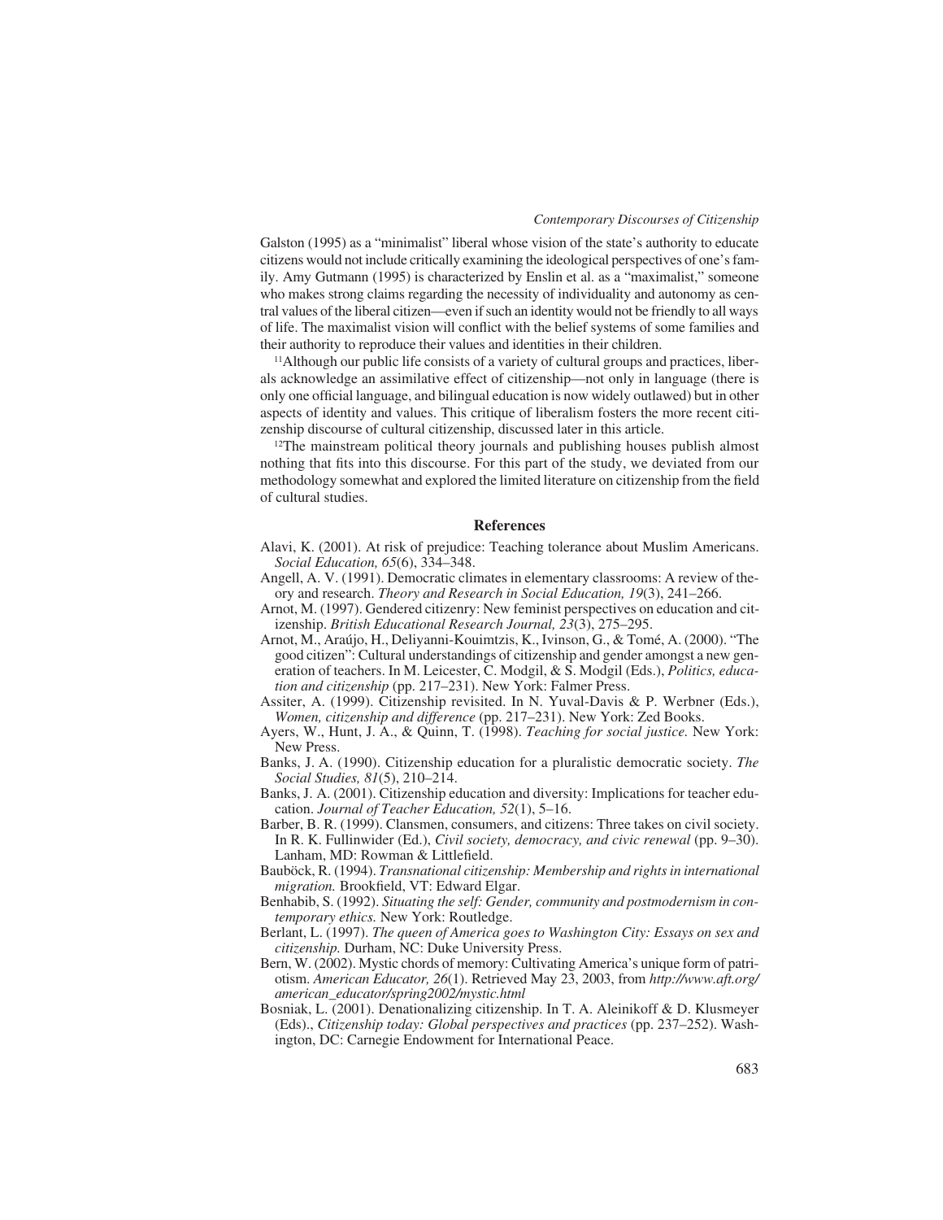Galston (1995) as a "minimalist" liberal whose vision of the state's authority to educate citizens would not include critically examining the ideological perspectives of one's family. Amy Gutmann (1995) is characterized by Enslin et al. as a "maximalist," someone who makes strong claims regarding the necessity of individuality and autonomy as central values of the liberal citizen—even if such an identity would not be friendly to all ways of life. The maximalist vision will conflict with the belief systems of some families and their authority to reproduce their values and identities in their children.

[11]Although our public life consists of a variety of cultural groups and practices, liberals acknowledge an assimilative effect of citizenship—not only in language (there is only one official language, and bilingual education is now widely outlawed) but in other aspects of identity and values. This critique of liberalism fosters the more recent citizenship discourse of cultural citizenship, discussed later in this article.

[12]The mainstream political theory journals and publishing houses publish almost nothing that fits into this discourse. For this part of the study, we deviated from our methodology somewhat and explored the limited literature on citizenship from the field of cultural studies.

## References

Alavi, K. (2001). At risk of prejudice: Teaching tolerance about Muslim Americans. *Social Education, 65*(6), 334–348.

Angell, A. V. (1991). Democratic climates in elementary classrooms: A review of theory and research. *Theory and Research in Social Education, 19*(3), 241–266.

Arnot, M. (1997). Gendered citizenry: New feminist perspectives on education and citizenship. *British Educational Research Journal, 23*(3), 275–295.

Arnot, M., Araújo, H., Deliyanni-Kouimtzis, K., Ivinson, G., & Tomé, A. (2000). "The good citizen": Cultural understandings of citizenship and gender amongst a new generation of teachers. In M. Leicester, C. Modgil, & S. Modgil (Eds.), *Politics, education and citizenship* (pp. 217–231). New York: Falmer Press.

Assiter, A. (1999). Citizenship revisited. In N. Yuval-Davis & P. Werbner (Eds.), *Women, citizenship and difference* (pp. 217–231). New York: Zed Books.

Ayers, W., Hunt, J. A., & Quinn, T. (1998). *Teaching for social justice.* New York: New Press.

Banks, J. A. (1990). Citizenship education for a pluralistic democratic society. *The Social Studies, 81*(5), 210–214.

Banks, J. A. (2001). Citizenship education and diversity: Implications for teacher education. *Journal of Teacher Education, 52*(1), 5–16.

Barber, B. R. (1999). Clansmen, consumers, and citizens: Three takes on civil society. In R. K. Fullinwider (Ed.), *Civil society, democracy, and civic renewal* (pp. 9–30). Lanham, MD: Rowman & Littlefield.

Bauböck, R. (1994). *Transnational citizenship: Membership and rights in international migration.* Brookfield, VT: Edward Elgar.

Benhabib, S. (1992). *Situating the self: Gender, community and postmodernism in contemporary ethics.* New York: Routledge.

Berlant, L. (1997). *The queen of America goes to Washington City: Essays on sex and citizenship.* Durham, NC: Duke University Press.

Bern, W. (2002). Mystic chords of memory: Cultivating America's unique form of patriotism. *American Educator, 26*(1). Retrieved May 23, 2003, from *http://www.aft.org/american_educator/spring2002/mystic.html*

Bosniak, L. (2001). Denationalizing citizenship. In T. A. Aleinikoff & D. Klusmeyer (Eds)., *Citizenship today: Global perspectives and practices* (pp. 237–252). Washington, DC: Carnegie Endowment for International Peace.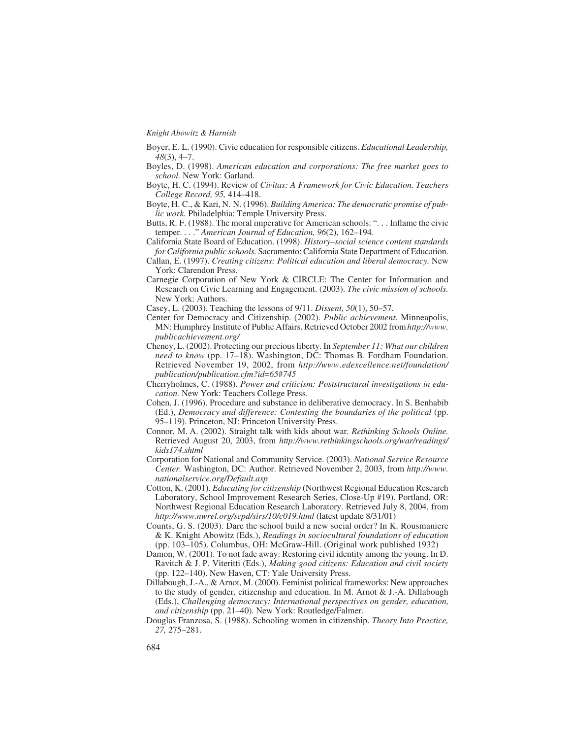Boyer, E. L. (1990). Civic education for responsible citizens. *Educational Leadership, 48*(3), 4–7.

Boyles, D. (1998). *American education and corporations: The free market goes to school.* New York: Garland.

Boyte, H. C. (1994). Review of *Civitas: A Framework for Civic Education. Teachers College Record, 95,* 414–418.

Boyte, H. C., & Kari, N. N. (1996). *Building America: The democratic promise of public work.* Philadelphia: Temple University Press.

Butts, R. F. (1988). The moral imperative for American schools: ". . . Inflame the civic temper. . . ." *American Journal of Education, 96*(2), 162–194.

California State Board of Education. (1998). *History–social science content standards for California public schools.* Sacramento: California State Department of Education.

Callan, E. (1997). *Creating citizens: Political education and liberal democracy.* New York: Clarendon Press.

Carnegie Corporation of New York & CIRCLE: The Center for Information and Research on Civic Learning and Engagement. (2003). *The civic mission of schools.* New York: Authors.

Casey, L. (2003). Teaching the lessons of 9/11. *Dissent, 50*(1), 50–57.

Center for Democracy and Citizenship. (2002). *Public achievement.* Minneapolis, MN: Humphrey Institute of Public Affairs. Retrieved October 2002 from *http://www.publicachievement.org/*

Cheney, L. (2002). Protecting our precious liberty. In *September 11: What our children need to know* (pp. 17–18). Washington, DC: Thomas B. Fordham Foundation. Retrieved November 19, 2002, from *http://www.edexcellence.net/foundation/publication/publication.cfm?id=65#745*

Cherryholmes, C. (1988). *Power and criticism: Poststructural investigations in education.* New York: Teachers College Press.

Cohen, J. (1996). Procedure and substance in deliberative democracy. In S. Benhabib (Ed.), *Democracy and difference: Contesting the boundaries of the political* (pp. 95–119). Princeton, NJ: Princeton University Press.

Connor, M. A. (2002). Straight talk with kids about war. *Rethinking Schools Online.* Retrieved August 20, 2003, from *http://www.rethinkingschools.org/war/readings/kids174.shtml*

Corporation for National and Community Service. (2003). *National Service Resource Center.* Washington, DC: Author. Retrieved November 2, 2003, from *http://www.nationalservice.org/Default.asp*

Cotton, K. (2001). *Educating for citizenship* (Northwest Regional Education Research Laboratory, School Improvement Research Series, Close-Up #19). Portland, OR: Northwest Regional Education Research Laboratory. Retrieved July 8, 2004, from *http://www.nwrel.org/scpd/sirs/10/c019.html* (latest update 8/31/01)

Counts, G. S. (2003). Dare the school build a new social order? In K. Rousmaniere & K. Knight Abowitz (Eds.), *Readings in sociocultural foundations of education* (pp. 103–105). Columbus, OH: McGraw-Hill. (Original work published 1932)

Damon, W. (2001). To not fade away: Restoring civil identity among the young. In D. Ravitch & J. P. Viteritti (Eds.), *Making good citizens: Education and civil society* (pp. 122–140). New Haven, CT: Yale University Press.

Dillabough, J.-A., & Arnot, M. (2000). Feminist political frameworks: New approaches to the study of gender, citizenship and education. In M. Arnot & J.-A. Dillabough (Eds.), *Challenging democracy: International perspectives on gender, education, and citizenship* (pp. 21–40). New York: Routledge/Falmer.

Douglas Franzosa, S. (1988). Schooling women in citizenship. *Theory Into Practice, 27,* 275–281.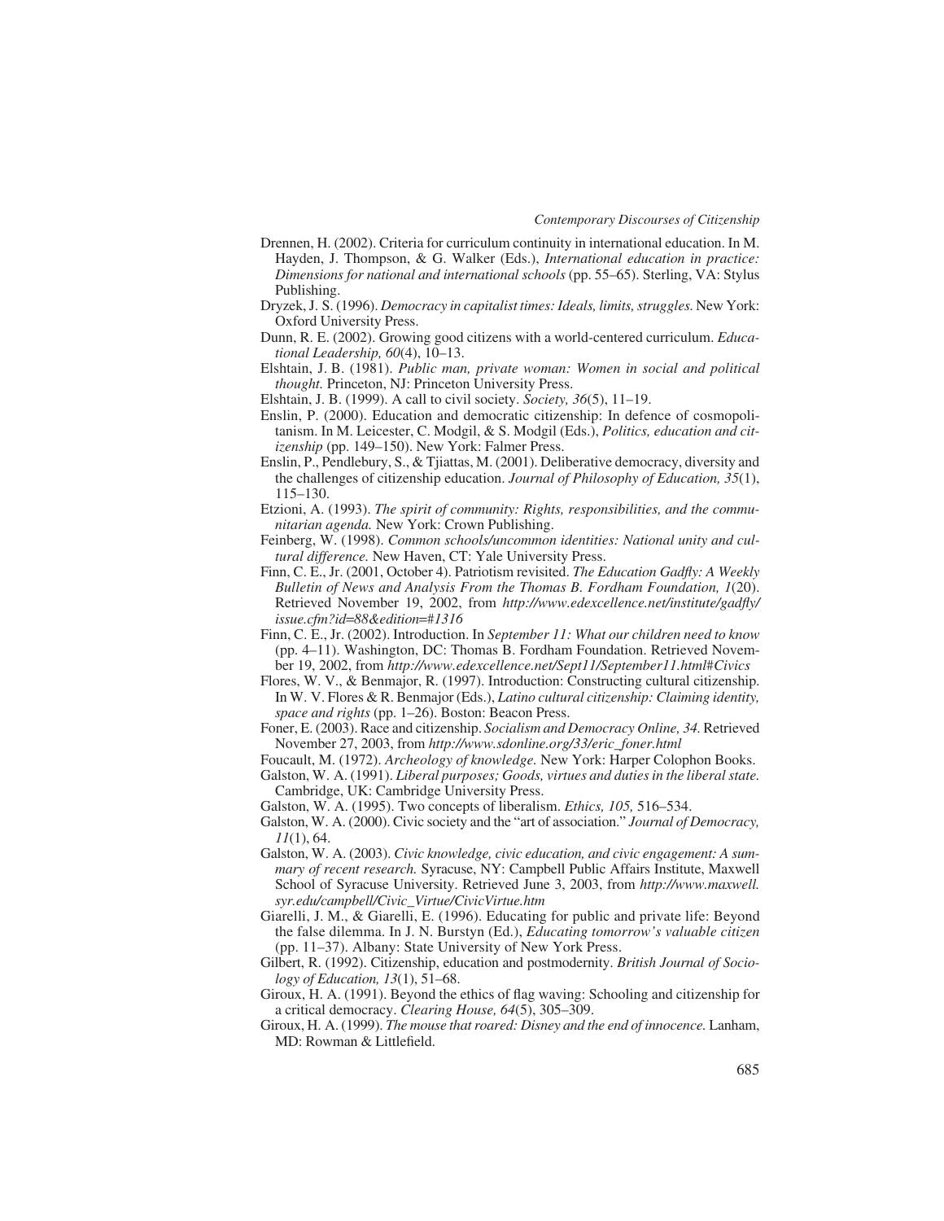Drennen, H. (2002). Criteria for curriculum continuity in international education. In M. Hayden, J. Thompson, & G. Walker (Eds.), *International education in practice: Dimensions for national and international schools* (pp. 55–65). Sterling, VA: Stylus Publishing.

Dryzek, J. S. (1996). *Democracy in capitalist times: Ideals, limits, struggles.* New York: Oxford University Press.

Dunn, R. E. (2002). Growing good citizens with a world-centered curriculum. *Educational Leadership, 60*(4), 10–13.

Elshtain, J. B. (1981). *Public man, private woman: Women in social and political thought.* Princeton, NJ: Princeton University Press.

Elshtain, J. B. (1999). A call to civil society. *Society, 36*(5), 11–19.

Enslin, P. (2000). Education and democratic citizenship: In defence of cosmopolitanism. In M. Leicester, C. Modgil, & S. Modgil (Eds.), *Politics, education and citizenship* (pp. 149–150). New York: Falmer Press.

Enslin, P., Pendlebury, S., & Tjiattas, M. (2001). Deliberative democracy, diversity and the challenges of citizenship education. *Journal of Philosophy of Education, 35*(1), 115–130.

Etzioni, A. (1993). *The spirit of community: Rights, responsibilities, and the communitarian agenda.* New York: Crown Publishing.

Feinberg, W. (1998). *Common schools/uncommon identities: National unity and cultural difference.* New Haven, CT: Yale University Press.

Finn, C. E., Jr. (2001, October 4). Patriotism revisited. *The Education Gadfly: A Weekly Bulletin of News and Analysis From the Thomas B. Fordham Foundation, 1*(20). Retrieved November 19, 2002, from *http://www.edexcellence.net/institute/gadfly/issue.cfm?id=88&edition=#1316*

Finn, C. E., Jr. (2002). Introduction. In *September 11: What our children need to know* (pp. 4–11). Washington, DC: Thomas B. Fordham Foundation. Retrieved November 19, 2002, from *http://www.edexcellence.net/Sept11/September11.html#Civics*

Flores, W. V., & Benmajor, R. (1997). Introduction: Constructing cultural citizenship. In W. V. Flores & R. Benmajor (Eds.), *Latino cultural citizenship: Claiming identity, space and rights* (pp. 1–26). Boston: Beacon Press.

Foner, E. (2003). Race and citizenship. *Socialism and Democracy Online, 34.* Retrieved November 27, 2003, from *http://www.sdonline.org/33/eric_foner.html*

Foucault, M. (1972). *Archeology of knowledge.* New York: Harper Colophon Books.

Galston, W. A. (1991). *Liberal purposes; Goods, virtues and duties in the liberal state.* Cambridge, UK: Cambridge University Press.

Galston, W. A. (1995). Two concepts of liberalism. *Ethics, 105,* 516–534.

Galston, W. A. (2000). Civic society and the "art of association." *Journal of Democracy, 11*(1), 64.

Galston, W. A. (2003). *Civic knowledge, civic education, and civic engagement: A summary of recent research.* Syracuse, NY: Campbell Public Affairs Institute, Maxwell School of Syracuse University. Retrieved June 3, 2003, from *http://www.maxwell.syr.edu/campbell/Civic_Virtue/CivicVirtue.htm*

Giarelli, J. M., & Giarelli, E. (1996). Educating for public and private life: Beyond the false dilemma. In J. N. Burstyn (Ed.), *Educating tomorrow's valuable citizen* (pp. 11–37). Albany: State University of New York Press.

Gilbert, R. (1992). Citizenship, education and postmodernity. *British Journal of Sociology of Education, 13*(1), 51–68.

Giroux, H. A. (1991). Beyond the ethics of flag waving: Schooling and citizenship for a critical democracy. *Clearing House, 64*(5), 305–309.

Giroux, H. A. (1999). *The mouse that roared: Disney and the end of innocence.* Lanham, MD: Rowman & Littlefield.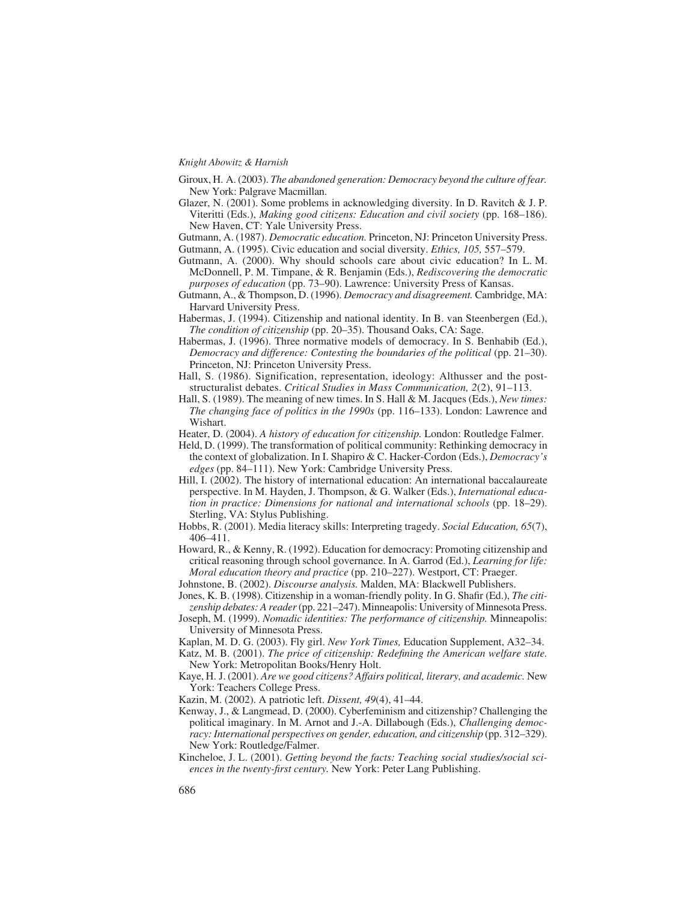Giroux, H. A. (2003). *The abandoned generation: Democracy beyond the culture of fear.* New York: Palgrave Macmillan.

Glazer, N. (2001). Some problems in acknowledging diversity. In D. Ravitch & J. P. Viteritti (Eds.), *Making good citizens: Education and civil society* (pp. 168–186). New Haven, CT: Yale University Press.

Gutmann, A. (1987). *Democratic education.* Princeton, NJ: Princeton University Press.

Gutmann, A. (1995). Civic education and social diversity. *Ethics, 105,* 557–579.

Gutmann, A. (2000). Why should schools care about civic education? In L. M. McDonnell, P. M. Timpane, & R. Benjamin (Eds.), *Rediscovering the democratic purposes of education* (pp. 73–90). Lawrence: University Press of Kansas.

Gutmann, A., & Thompson, D. (1996). *Democracy and disagreement.* Cambridge, MA: Harvard University Press.

Habermas, J. (1994). Citizenship and national identity. In B. van Steenbergen (Ed.), *The condition of citizenship* (pp. 20–35). Thousand Oaks, CA: Sage.

Habermas, J. (1996). Three normative models of democracy. In S. Benhabib (Ed.), *Democracy and difference: Contesting the boundaries of the political* (pp. 21–30). Princeton, NJ: Princeton University Press.

Hall, S. (1986). Signification, representation, ideology: Althusser and the post-structuralist debates. *Critical Studies in Mass Communication, 2*(2), 91–113.

Hall, S. (1989). The meaning of new times. In S. Hall & M. Jacques (Eds.), *New times: The changing face of politics in the 1990s* (pp. 116–133). London: Lawrence and Wishart.

Heater, D. (2004). *A history of education for citizenship.* London: Routledge Falmer.

Held, D. (1999). The transformation of political community: Rethinking democracy in the context of globalization. In I. Shapiro & C. Hacker-Cordon (Eds.), *Democracy's edges* (pp. 84–111). New York: Cambridge University Press.

Hill, I. (2002). The history of international education: An international baccalaureate perspective. In M. Hayden, J. Thompson, & G. Walker (Eds.), *International education in practice: Dimensions for national and international schools* (pp. 18–29). Sterling, VA: Stylus Publishing.

Hobbs, R. (2001). Media literacy skills: Interpreting tragedy. *Social Education, 65*(7), 406–411.

Howard, R., & Kenny, R. (1992). Education for democracy: Promoting citizenship and critical reasoning through school governance. In A. Garrod (Ed.), *Learning for life: Moral education theory and practice* (pp. 210–227). Westport, CT: Praeger.

Johnstone, B. (2002). *Discourse analysis.* Malden, MA: Blackwell Publishers.

Jones, K. B. (1998). Citizenship in a woman-friendly polity. In G. Shafir (Ed.), *The citizenship debates: A reader* (pp. 221–247). Minneapolis: University of Minnesota Press.

Joseph, M. (1999). *Nomadic identities: The performance of citizenship.* Minneapolis: University of Minnesota Press.

Kaplan, M. D. G. (2003). Fly girl. *New York Times,* Education Supplement, A32–34.

Katz, M. B. (2001). *The price of citizenship: Redefining the American welfare state.* New York: Metropolitan Books/Henry Holt.

Kaye, H. J. (2001). *Are we good citizens? Affairs political, literary, and academic.* New York: Teachers College Press.

Kazin, M. (2002). A patriotic left. *Dissent, 49*(4), 41–44.

Kenway, J., & Langmead, D. (2000). Cyberfeminism and citizenship? Challenging the political imaginary. In M. Arnot and J.-A. Dillabough (Eds.), *Challenging democracy: International perspectives on gender, education, and citizenship* (pp. 312–329). New York: Routledge/Falmer.

Kincheloe, J. L. (2001). *Getting beyond the facts: Teaching social studies/social sciences in the twenty-first century.* New York: Peter Lang Publishing.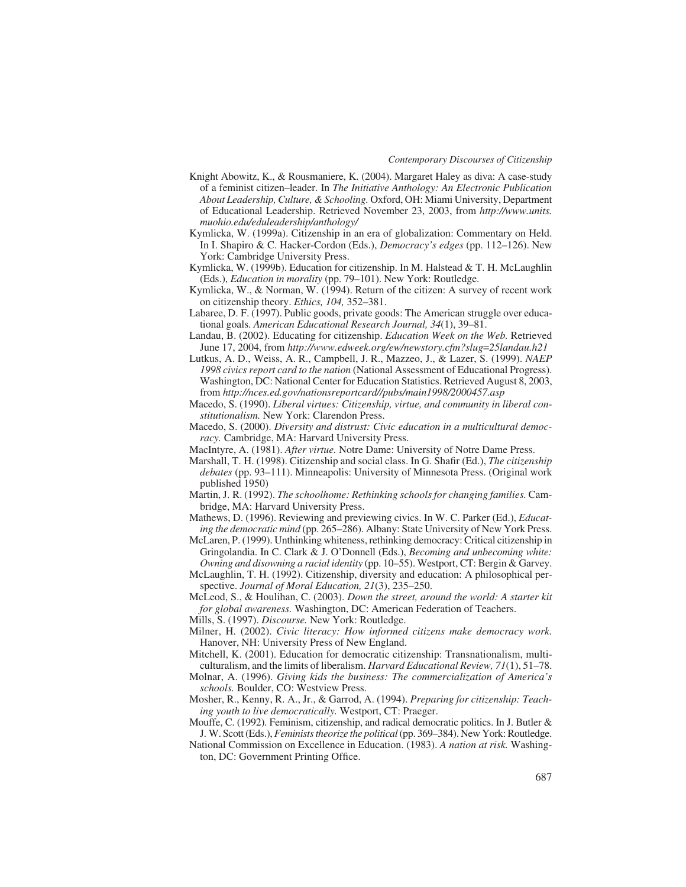Knight Abowitz, K., & Rousmaniere, K. (2004). Margaret Haley as diva: A case-study of a feminist citizen–leader. In *The Initiative Anthology: An Electronic Publication About Leadership, Culture, & Schooling*. Oxford, OH: Miami University, Department of Educational Leadership. Retrieved November 23, 2003, from *http://www.units.muohio.edu/eduleadership/anthology/*

Kymlicka, W. (1999a). Citizenship in an era of globalization: Commentary on Held. In I. Shapiro & C. Hacker-Cordon (Eds.), *Democracy's edges* (pp. 112–126). New York: Cambridge University Press.

Kymlicka, W. (1999b). Education for citizenship. In M. Halstead & T. H. McLaughlin (Eds.), *Education in morality* (pp. 79–101). New York: Routledge.

Kymlicka, W., & Norman, W. (1994). Return of the citizen: A survey of recent work on citizenship theory. *Ethics, 104,* 352–381.

Labaree, D. F. (1997). Public goods, private goods: The American struggle over educational goals. *American Educational Research Journal, 34*(1), 39–81.

Landau, B. (2002). Educating for citizenship. *Education Week on the Web.* Retrieved June 17, 2004, from *http://www.edweek.org/ew/newstory.cfm?slug=25landau.h21*

Lutkus, A. D., Weiss, A. R., Campbell, J. R., Mazzeo, J., & Lazer, S. (1999). *NAEP 1998 civics report card to the nation* (National Assessment of Educational Progress). Washington, DC: National Center for Education Statistics. Retrieved August 8, 2003, from *http://nces.ed.gov/nationsreportcard//pubs/main1998/2000457.asp*

Macedo, S. (1990). *Liberal virtues: Citizenship, virtue, and community in liberal constitutionalism.* New York: Clarendon Press.

Macedo, S. (2000). *Diversity and distrust: Civic education in a multicultural democracy.* Cambridge, MA: Harvard University Press.

MacIntyre, A. (1981). *After virtue.* Notre Dame: University of Notre Dame Press.

Marshall, T. H. (1998). Citizenship and social class. In G. Shafir (Ed.), *The citizenship debates* (pp. 93–111). Minneapolis: University of Minnesota Press. (Original work published 1950)

Martin, J. R. (1992). *The schoolhome: Rethinking schools for changing families.* Cambridge, MA: Harvard University Press.

Mathews, D. (1996). Reviewing and previewing civics. In W. C. Parker (Ed.), *Educating the democratic mind* (pp. 265–286). Albany: State University of New York Press.

McLaren, P. (1999). Unthinking whiteness, rethinking democracy: Critical citizenship in Gringolandia. In C. Clark & J. O'Donnell (Eds.), *Becoming and unbecoming white: Owning and disowning a racial identity* (pp. 10–55). Westport, CT: Bergin & Garvey.

McLaughlin, T. H. (1992). Citizenship, diversity and education: A philosophical perspective. *Journal of Moral Education, 21*(3), 235–250.

McLeod, S., & Houlihan, C. (2003). *Down the street, around the world: A starter kit for global awareness.* Washington, DC: American Federation of Teachers.

Mills, S. (1997). *Discourse.* New York: Routledge.

Milner, H. (2002). *Civic literacy: How informed citizens make democracy work.* Hanover, NH: University Press of New England.

Mitchell, K. (2001). Education for democratic citizenship: Transnationalism, multiculturalism, and the limits of liberalism. *Harvard Educational Review, 71*(1), 51–78.

Molnar, A. (1996). *Giving kids the business: The commercialization of America's schools.* Boulder, CO: Westview Press.

Mosher, R., Kenny, R. A., Jr., & Garrod, A. (1994). *Preparing for citizenship: Teaching youth to live democratically.* Westport, CT: Praeger.

Mouffe, C. (1992). Feminism, citizenship, and radical democratic politics. In J. Butler & J. W. Scott (Eds.), *Feminists theorize the political* (pp. 369–384). New York: Routledge.

National Commission on Excellence in Education. (1983). *A nation at risk.* Washington, DC: Government Printing Office.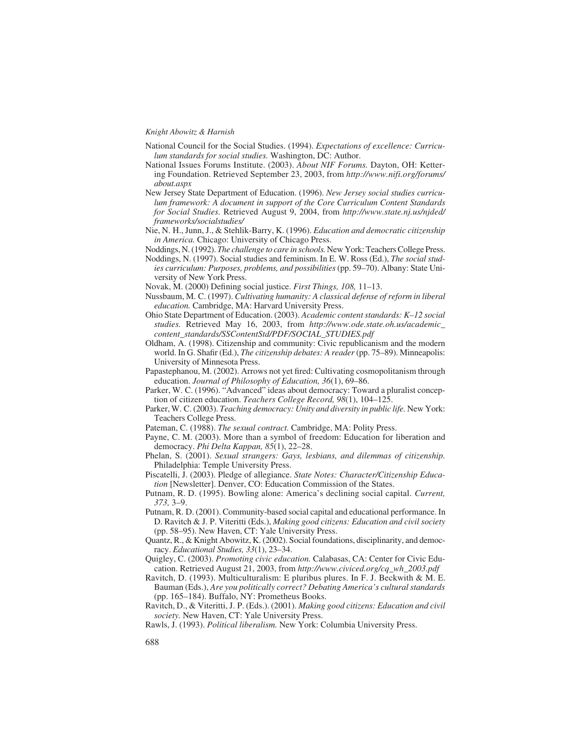National Council for the Social Studies. (1994). *Expectations of excellence: Curriculum standards for social studies.* Washington, DC: Author.

National Issues Forums Institute. (2003). *About NIF Forums.* Dayton, OH: Kettering Foundation. Retrieved September 23, 2003, from *http://www.nifi.org/forums/about.aspx*

New Jersey State Department of Education. (1996). *New Jersey social studies curriculum framework: A document in support of the Core Curriculum Content Standards for Social Studies.* Retrieved August 9, 2004, from *http://www.state.nj.us/njded/frameworks/socialstudies/*

Nie, N. H., Junn, J., & Stehlik-Barry, K. (1996). *Education and democratic citizenship in America.* Chicago: University of Chicago Press.

Noddings, N. (1992). *The challenge to care in schools.* New York: Teachers College Press.

Noddings, N. (1997). Social studies and feminism. In E. W. Ross (Ed.), *The social studies curriculum: Purposes, problems, and possibilities* (pp. 59–70). Albany: State University of New York Press.

Novak, M. (2000) Defining social justice. *First Things, 108,* 11–13.

Nussbaum, M. C. (1997). *Cultivating humanity: A classical defense of reform in liberal education.* Cambridge, MA: Harvard University Press.

Ohio State Department of Education. (2003). *Academic content standards: K–12 social studies.* Retrieved May 16, 2003, from *http://www.ode.state.oh.us/academic_content_standards/SSContentStd/PDF/SOCIAL_STUDIES.pdf*

Oldham, A. (1998). Citizenship and community: Civic republicanism and the modern world. In G. Shafir (Ed.), *The citizenship debates: A reader* (pp. 75–89). Minneapolis: University of Minnesota Press.

Papastephanou, M. (2002). Arrows not yet fired: Cultivating cosmopolitanism through education. *Journal of Philosophy of Education, 36*(1), 69–86.

Parker, W. C. (1996). "Advanced" ideas about democracy: Toward a pluralist conception of citizen education. *Teachers College Record, 98*(1), 104–125.

Parker, W. C. (2003). *Teaching democracy: Unity and diversity in public life.* New York: Teachers College Press.

Pateman, C. (1988). *The sexual contract.* Cambridge, MA: Polity Press.

Payne, C. M. (2003). More than a symbol of freedom: Education for liberation and democracy. *Phi Delta Kappan, 85*(1), 22–28.

Phelan, S. (2001). *Sexual strangers: Gays, lesbians, and dilemmas of citizenship.* Philadelphia: Temple University Press.

Piscatelli, J. (2003). Pledge of allegiance. *State Notes: Character/Citizenship Education* [Newsletter]. Denver, CO: Education Commission of the States.

Putnam, R. D. (1995). Bowling alone: America's declining social capital. *Current, 373,* 3–9.

Putnam, R. D. (2001). Community-based social capital and educational performance. In D. Ravitch & J. P. Viteritti (Eds.), *Making good citizens: Education and civil society* (pp. 58–95). New Haven, CT: Yale University Press.

Quantz, R., & Knight Abowitz, K. (2002). Social foundations, disciplinarity, and democracy. *Educational Studies, 33*(1), 23–34.

Quigley, C. (2003). *Promoting civic education.* Calabasas, CA: Center for Civic Education. Retrieved August 21, 2003, from *http://www.civiced.org/cq_wh_2003.pdf*

Ravitch, D. (1993). Multiculturalism: E pluribus plures. In F. J. Beckwith & M. E. Bauman (Eds.), *Are you politically correct? Debating America's cultural standards* (pp. 165–184). Buffalo, NY: Prometheus Books.

Ravitch, D., & Viteritti, J. P. (Eds.). (2001). *Making good citizens: Education and civil society.* New Haven, CT: Yale University Press.

Rawls, J. (1993). *Political liberalism.* New York: Columbia University Press.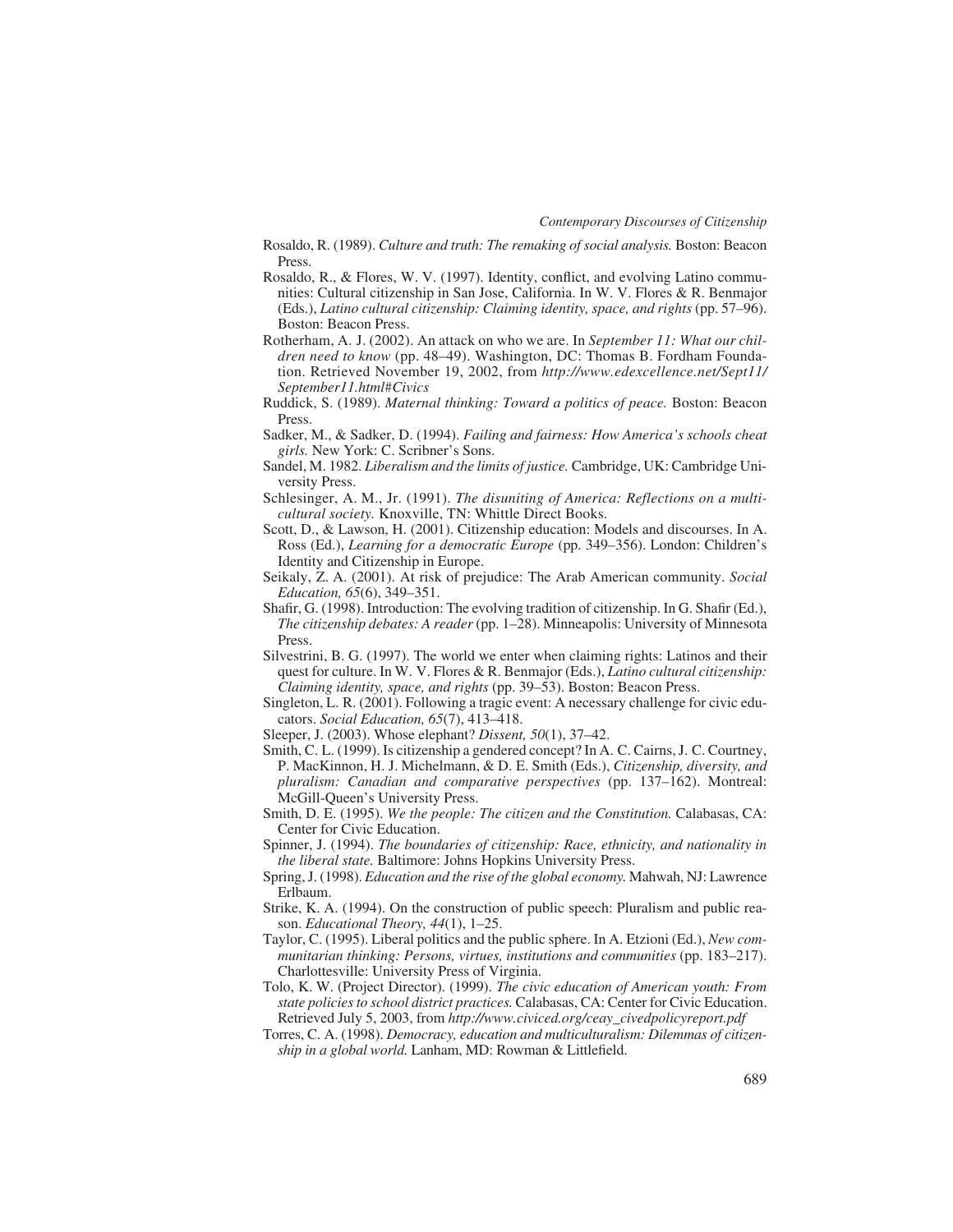Rosaldo, R. (1989). *Culture and truth: The remaking of social analysis.* Boston: Beacon Press.

Rosaldo, R., & Flores, W. V. (1997). Identity, conflict, and evolving Latino communities: Cultural citizenship in San Jose, California. In W. V. Flores & R. Benmajor (Eds.), *Latino cultural citizenship: Claiming identity, space, and rights* (pp. 57–96). Boston: Beacon Press.

Rotherham, A. J. (2002). An attack on who we are. In *September 11: What our children need to know* (pp. 48–49). Washington, DC: Thomas B. Fordham Foundation. Retrieved November 19, 2002, from *http://www.edexcellence.net/Sept11/September11.html#Civics*

Ruddick, S. (1989). *Maternal thinking: Toward a politics of peace.* Boston: Beacon Press.

Sadker, M., & Sadker, D. (1994). *Failing and fairness: How America's schools cheat girls.* New York: C. Scribner's Sons.

Sandel, M. 1982. *Liberalism and the limits of justice.* Cambridge, UK: Cambridge University Press.

Schlesinger, A. M., Jr. (1991). *The disuniting of America: Reflections on a multicultural society.* Knoxville, TN: Whittle Direct Books.

Scott, D., & Lawson, H. (2001). Citizenship education: Models and discourses. In A. Ross (Ed.), *Learning for a democratic Europe* (pp. 349–356). London: Children's Identity and Citizenship in Europe.

Seikaly, Z. A. (2001). At risk of prejudice: The Arab American community. *Social Education, 65*(6), 349–351.

Shafir, G. (1998). Introduction: The evolving tradition of citizenship. In G. Shafir (Ed.), *The citizenship debates: A reader* (pp. 1–28). Minneapolis: University of Minnesota Press.

Silvestrini, B. G. (1997). The world we enter when claiming rights: Latinos and their quest for culture. In W. V. Flores & R. Benmajor (Eds.), *Latino cultural citizenship: Claiming identity, space, and rights* (pp. 39–53). Boston: Beacon Press.

Singleton, L. R. (2001). Following a tragic event: A necessary challenge for civic educators. *Social Education, 65*(7), 413–418.

Sleeper, J. (2003). Whose elephant? *Dissent, 50*(1), 37–42.

Smith, C. L. (1999). Is citizenship a gendered concept? In A. C. Cairns, J. C. Courtney, P. MacKinnon, H. J. Michelmann, & D. E. Smith (Eds.), *Citizenship, diversity, and pluralism: Canadian and comparative perspectives* (pp. 137–162). Montreal: McGill-Queen's University Press.

Smith, D. E. (1995). *We the people: The citizen and the Constitution.* Calabasas, CA: Center for Civic Education.

Spinner, J. (1994). *The boundaries of citizenship: Race, ethnicity, and nationality in the liberal state.* Baltimore: Johns Hopkins University Press.

Spring, J. (1998). *Education and the rise of the global economy.* Mahwah, NJ: Lawrence Erlbaum.

Strike, K. A. (1994). On the construction of public speech: Pluralism and public reason. *Educational Theory, 44*(1), 1–25.

Taylor, C. (1995). Liberal politics and the public sphere. In A. Etzioni (Ed.), *New communitarian thinking: Persons, virtues, institutions and communities* (pp. 183–217). Charlottesville: University Press of Virginia.

Tolo, K. W. (Project Director). (1999). *The civic education of American youth: From state policies to school district practices.* Calabasas, CA: Center for Civic Education. Retrieved July 5, 2003, from *http://www.civiced.org/ceay_civedpolicyreport.pdf*

Torres, C. A. (1998). *Democracy, education and multiculturalism: Dilemmas of citizenship in a global world.* Lanham, MD: Rowman & Littlefield.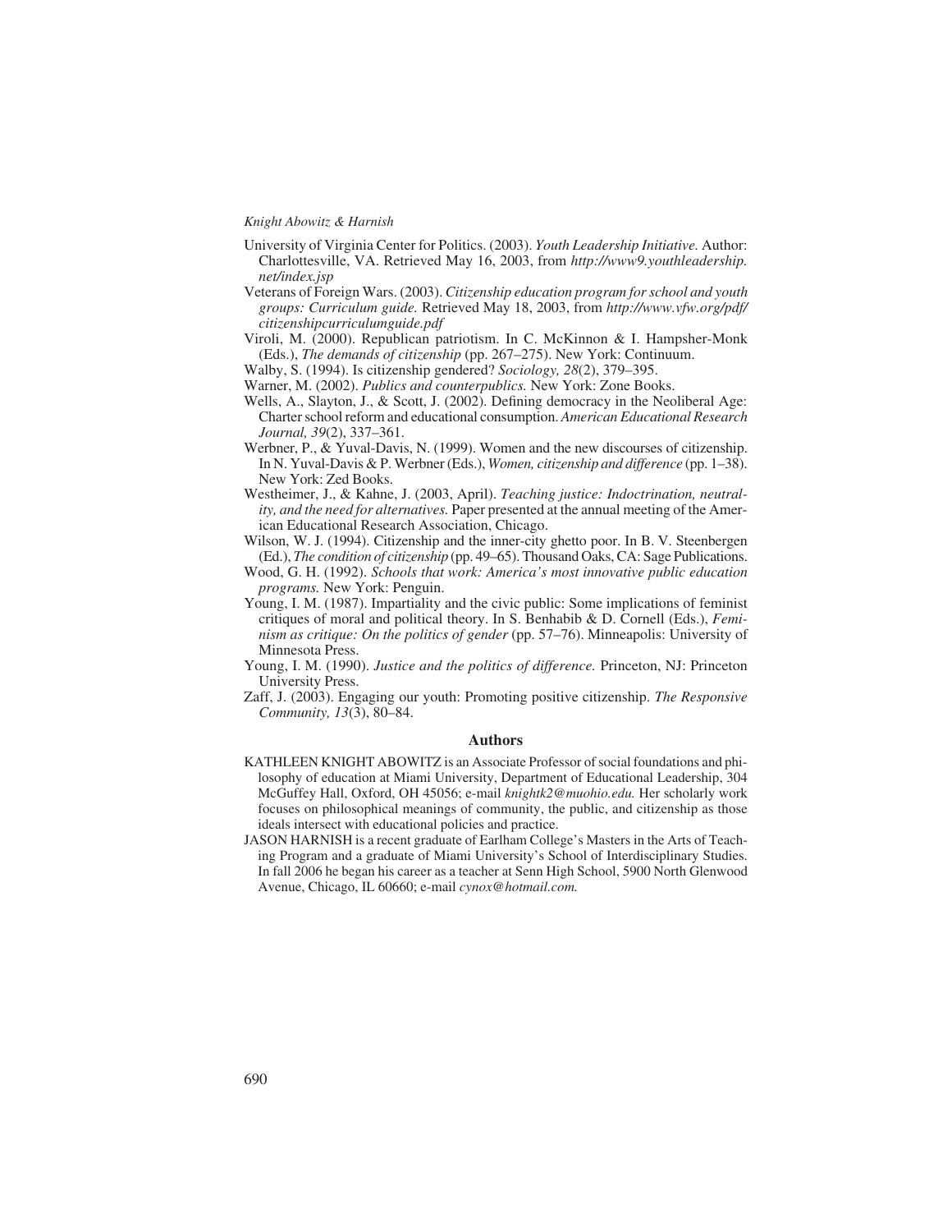University of Virginia Center for Politics. (2003). *Youth Leadership Initiative.* Author: Charlottesville, VA. Retrieved May 16, 2003, from *http://www9.youthleadership.net/index.jsp*

Veterans of Foreign Wars. (2003). *Citizenship education program for school and youth groups: Curriculum guide.* Retrieved May 18, 2003, from *http://www.vfw.org/pdf/citizenshipcurriculumguide.pdf*

Viroli, M. (2000). Republican patriotism. In C. McKinnon & I. Hampsher-Monk (Eds.), *The demands of citizenship* (pp. 267–275). New York: Continuum.

Walby, S. (1994). Is citizenship gendered? *Sociology, 28*(2), 379–395.

Warner, M. (2002). *Publics and counterpublics.* New York: Zone Books.

Wells, A., Slayton, J., & Scott, J. (2002). Defining democracy in the Neoliberal Age: Charter school reform and educational consumption. *American Educational Research Journal, 39*(2), 337–361.

Werbner, P., & Yuval-Davis, N. (1999). Women and the new discourses of citizenship. In N. Yuval-Davis & P. Werbner (Eds.), *Women, citizenship and difference* (pp. 1–38). New York: Zed Books.

Westheimer, J., & Kahne, J. (2003, April). *Teaching justice: Indoctrination, neutrality, and the need for alternatives.* Paper presented at the annual meeting of the American Educational Research Association, Chicago.

Wilson, W. J. (1994). Citizenship and the inner-city ghetto poor. In B. V. Steenbergen (Ed.), *The condition of citizenship* (pp. 49–65). Thousand Oaks, CA: Sage Publications.

Wood, G. H. (1992). *Schools that work: America's most innovative public education programs.* New York: Penguin.

Young, I. M. (1987). Impartiality and the civic public: Some implications of feminist critiques of moral and political theory. In S. Benhabib & D. Cornell (Eds.), *Feminism as critique: On the politics of gender* (pp. 57–76). Minneapolis: University of Minnesota Press.

Young, I. M. (1990). *Justice and the politics of difference.* Princeton, NJ: Princeton University Press.

Zaff, J. (2003). Engaging our youth: Promoting positive citizenship. *The Responsive Community, 13*(3), 80–84.

## Authors

KATHLEEN KNIGHT ABOWITZ is an Associate Professor of social foundations and philosophy of education at Miami University, Department of Educational Leadership, 304 McGuffey Hall, Oxford, OH 45056; e-mail *knightk2@muohio.edu.* Her scholarly work focuses on philosophical meanings of community, the public, and citizenship as those ideals intersect with educational policies and practice.

JASON HARNISH is a recent graduate of Earlham College's Masters in the Arts of Teaching Program and a graduate of Miami University's School of Interdisciplinary Studies. In fall 2006 he began his career as a teacher at Senn High School, 5900 North Glenwood Avenue, Chicago, IL 60660; e-mail *cynox@hotmail.com.*